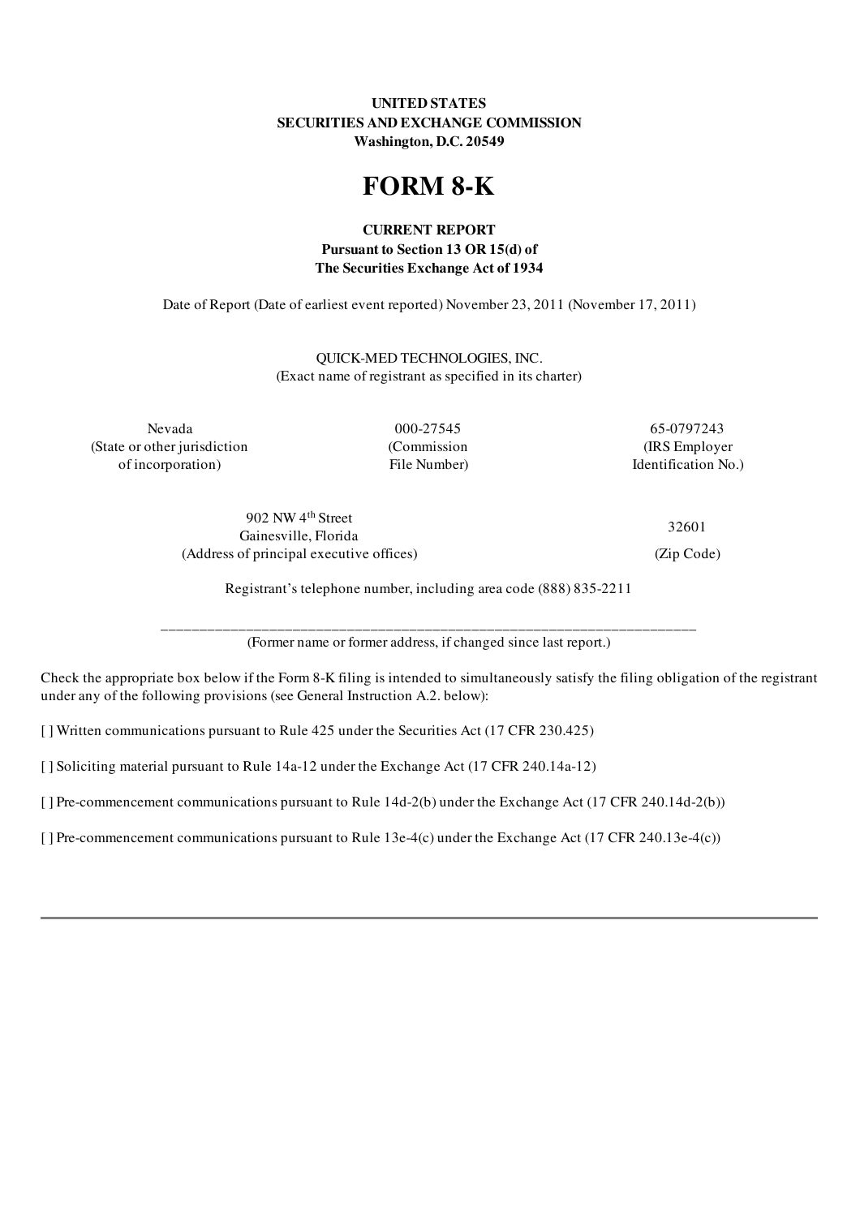**UNITED STATES**
**SECURITIES AND EXCHANGE COMMISSION**
**Washington, D.C. 20549**

# FORM 8-K

**CURRENT REPORT**
**Pursuant to Section 13 OR 15(d) of**
**The Securities Exchange Act of 1934**

Date of Report (Date of earliest event reported) November 23, 2011 (November 17, 2011)

QUICK-MED TECHNOLOGIES, INC.
(Exact name of registrant as specified in its charter)

| Nevada | 000-27545 | 65-0797243 |
|---|---|---|
| (State or other jurisdiction of incorporation) | (Commission File Number) | (IRS Employer Identification No.) |

| 902 NW 4th Street Gainesville, Florida | 32601 |
|---|---|
| (Address of principal executive offices) | (Zip Code) |

Registrant's telephone number, including area code (888) 835-2211

______________________________________________________________________
(Former name or former address, if changed since last report.)

Check the appropriate box below if the Form 8-K filing is intended to simultaneously satisfy the filing obligation of the registrant under any of the following provisions (see General Instruction A.2. below):

[ ] Written communications pursuant to Rule 425 under the Securities Act (17 CFR 230.425)

[ ] Soliciting material pursuant to Rule 14a-12 under the Exchange Act (17 CFR 240.14a-12)

[ ] Pre-commencement communications pursuant to Rule 14d-2(b) under the Exchange Act (17 CFR 240.14d-2(b))

[ ] Pre-commencement communications pursuant to Rule 13e-4(c) under the Exchange Act (17 CFR 240.13e-4(c))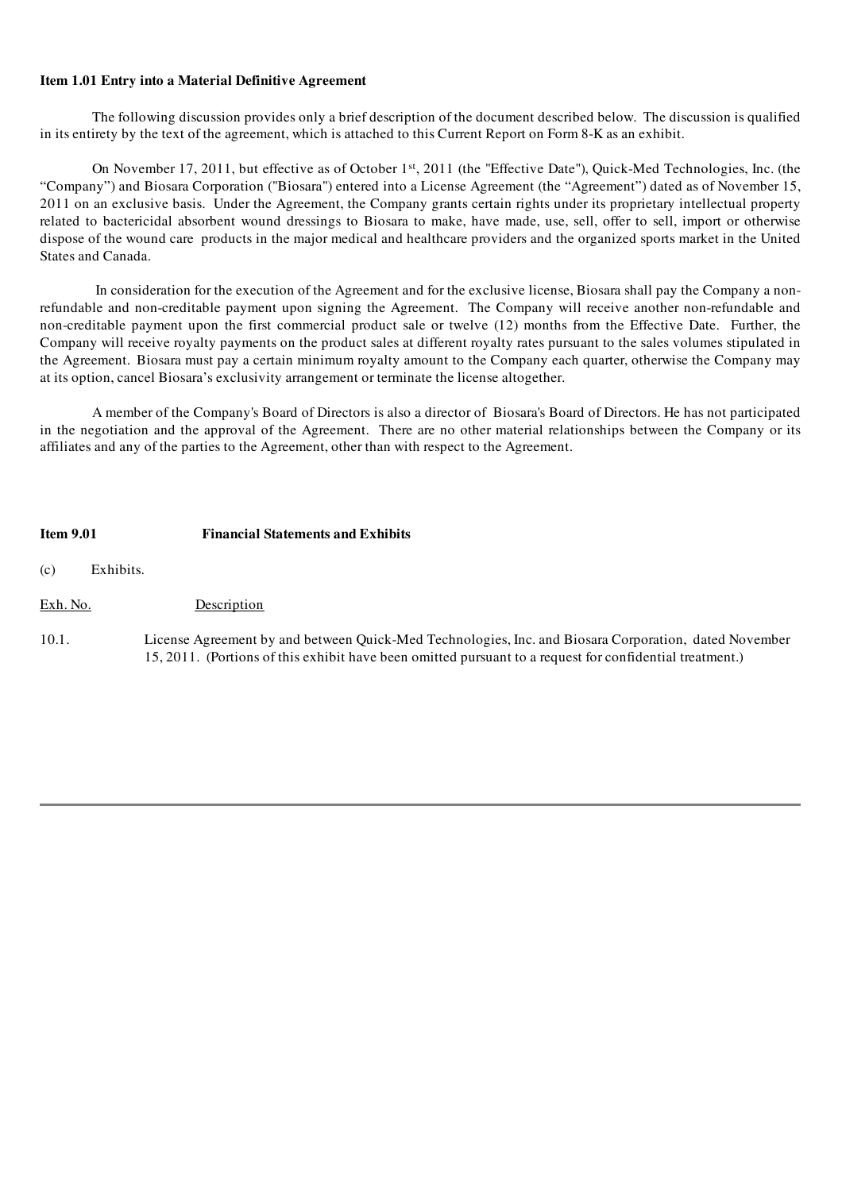**Item 1.01 Entry into a Material Definitive Agreement**

The following discussion provides only a brief description of the document described below. The discussion is qualified in its entirety by the text of the agreement, which is attached to this Current Report on Form 8-K as an exhibit.

On November 17, 2011, but effective as of October 1st, 2011 (the "Effective Date"), Quick-Med Technologies, Inc. (the "Company") and Biosara Corporation ("Biosara") entered into a License Agreement (the "Agreement") dated as of November 15, 2011 on an exclusive basis. Under the Agreement, the Company grants certain rights under its proprietary intellectual property related to bactericidal absorbent wound dressings to Biosara to make, have made, use, sell, offer to sell, import or otherwise dispose of the wound care products in the major medical and healthcare providers and the organized sports market in the United States and Canada.

In consideration for the execution of the Agreement and for the exclusive license, Biosara shall pay the Company a non-refundable and non-creditable payment upon signing the Agreement. The Company will receive another non-refundable and non-creditable payment upon the first commercial product sale or twelve (12) months from the Effective Date. Further, the Company will receive royalty payments on the product sales at different royalty rates pursuant to the sales volumes stipulated in the Agreement. Biosara must pay a certain minimum royalty amount to the Company each quarter, otherwise the Company may at its option, cancel Biosara's exclusivity arrangement or terminate the license altogether.

A member of the Company's Board of Directors is also a director of Biosara's Board of Directors. He has not participated in the negotiation and the approval of the Agreement. There are no other material relationships between the Company or its affiliates and any of the parties to the Agreement, other than with respect to the Agreement.

**Item 9.01 Financial Statements and Exhibits**

(c) Exhibits.

| Exh. No. | Description |
|---|---|
| 10.1. | License Agreement by and between Quick-Med Technologies, Inc. and Biosara Corporation, dated November 15, 2011. (Portions of this exhibit have been omitted pursuant to a request for confidential treatment.) |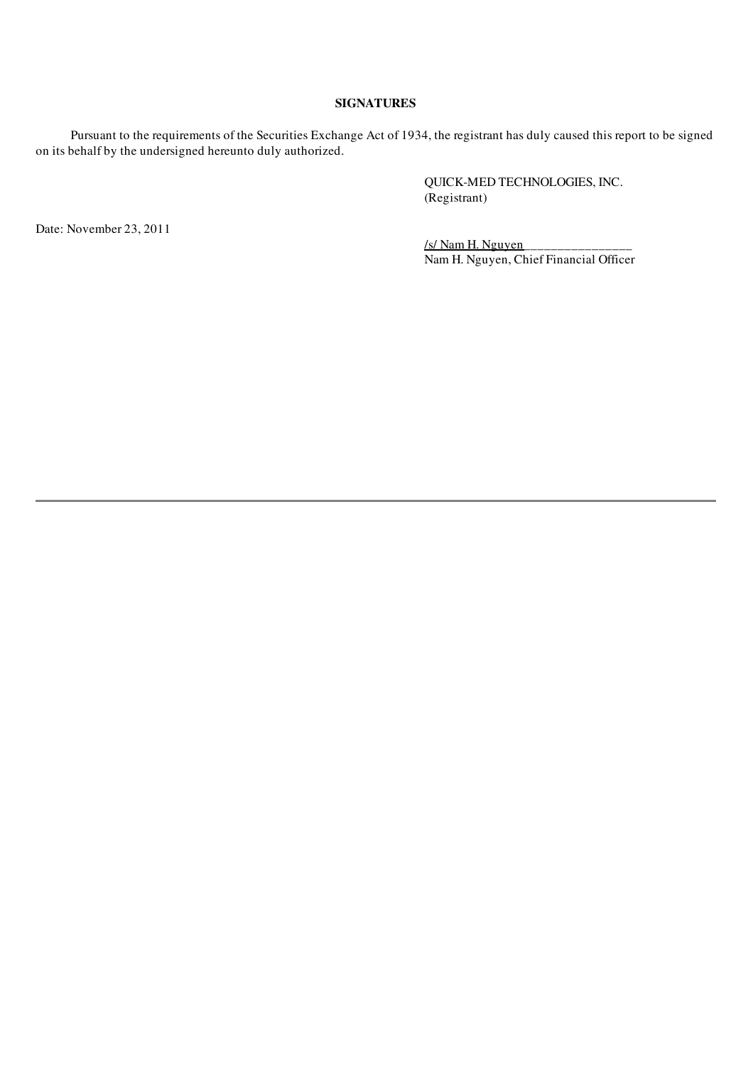**SIGNATURES**

Pursuant to the requirements of the Securities Exchange Act of 1934, the registrant has duly caused this report to be signed on its behalf by the undersigned hereunto duly authorized.

QUICK-MED TECHNOLOGIES, INC.
(Registrant)

Date: November 23, 2011

/s/ Nam H. Nguyen _______________
Nam H. Nguyen, Chief Financial Officer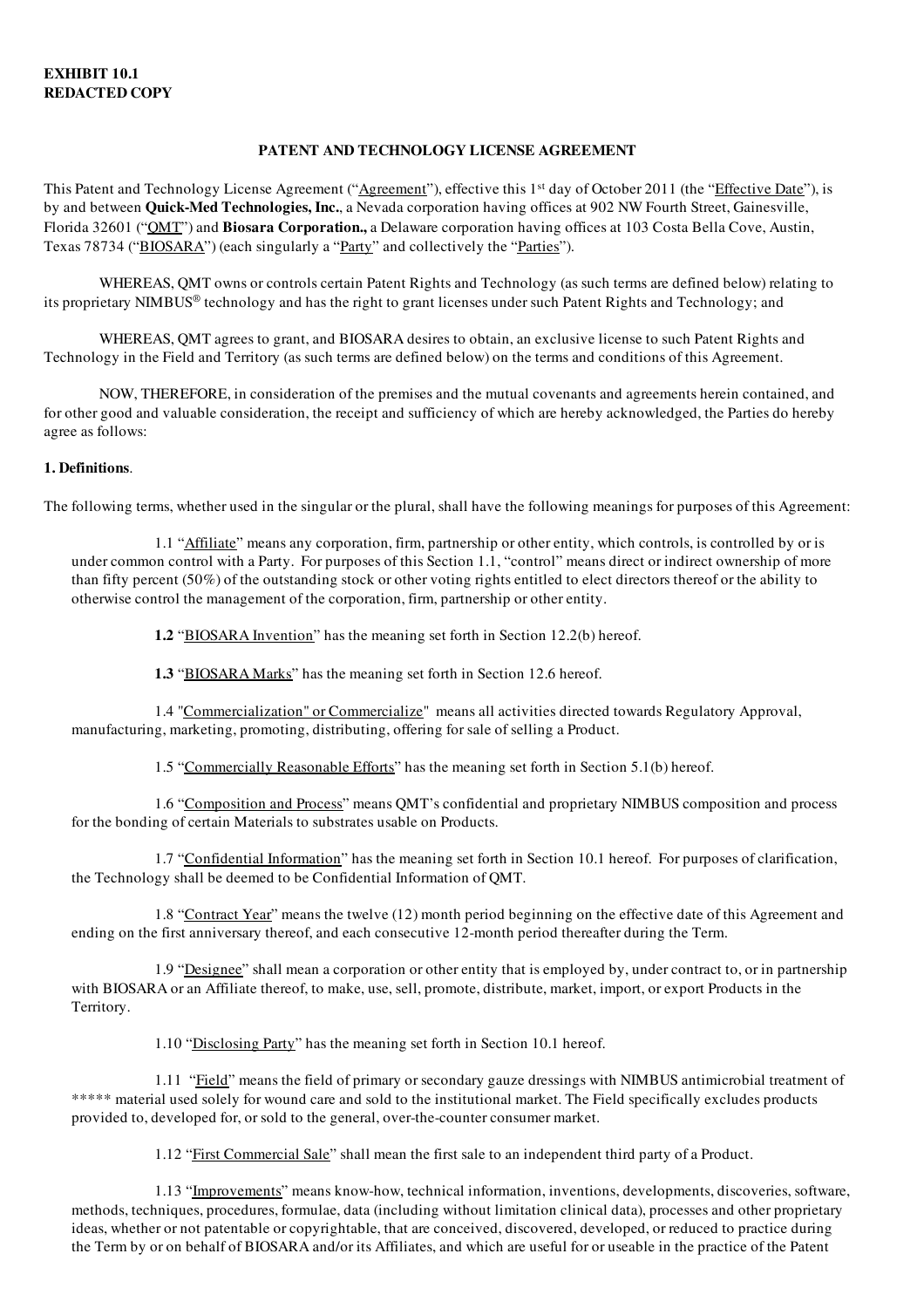**EXHIBIT 10.1**
**REDACTED COPY**

**PATENT AND TECHNOLOGY LICENSE AGREEMENT**

This Patent and Technology License Agreement ("Agreement"), effective this 1st day of October 2011 (the "Effective Date"), is by and between **Quick-Med Technologies, Inc.**, a Nevada corporation having offices at 902 NW Fourth Street, Gainesville, Florida 32601 ("QMT") and **Biosara Corporation.,** a Delaware corporation having offices at 103 Costa Bella Cove, Austin, Texas 78734 ("BIOSARA") (each singularly a "Party" and collectively the "Parties").

WHEREAS, QMT owns or controls certain Patent Rights and Technology (as such terms are defined below) relating to its proprietary NIMBUS® technology and has the right to grant licenses under such Patent Rights and Technology; and

WHEREAS, QMT agrees to grant, and BIOSARA desires to obtain, an exclusive license to such Patent Rights and Technology in the Field and Territory (as such terms are defined below) on the terms and conditions of this Agreement.

NOW, THEREFORE, in consideration of the premises and the mutual covenants and agreements herein contained, and for other good and valuable consideration, the receipt and sufficiency of which are hereby acknowledged, the Parties do hereby agree as follows:

**1. Definitions**.

The following terms, whether used in the singular or the plural, shall have the following meanings for purposes of this Agreement:

1.1 "Affiliate" means any corporation, firm, partnership or other entity, which controls, is controlled by or is under common control with a Party. For purposes of this Section 1.1, "control" means direct or indirect ownership of more than fifty percent (50%) of the outstanding stock or other voting rights entitled to elect directors thereof or the ability to otherwise control the management of the corporation, firm, partnership or other entity.

**1.2** "BIOSARA Invention" has the meaning set forth in Section 12.2(b) hereof.

**1.3** "BIOSARA Marks" has the meaning set forth in Section 12.6 hereof.

1.4 "Commercialization" or Commercialize" means all activities directed towards Regulatory Approval, manufacturing, marketing, promoting, distributing, offering for sale of selling a Product.

1.5 "Commercially Reasonable Efforts" has the meaning set forth in Section 5.1(b) hereof.

1.6 "Composition and Process" means QMT's confidential and proprietary NIMBUS composition and process for the bonding of certain Materials to substrates usable on Products.

1.7 "Confidential Information" has the meaning set forth in Section 10.1 hereof. For purposes of clarification, the Technology shall be deemed to be Confidential Information of QMT.

1.8 "Contract Year" means the twelve (12) month period beginning on the effective date of this Agreement and ending on the first anniversary thereof, and each consecutive 12-month period thereafter during the Term.

1.9 "Designee" shall mean a corporation or other entity that is employed by, under contract to, or in partnership with BIOSARA or an Affiliate thereof, to make, use, sell, promote, distribute, market, import, or export Products in the Territory.

1.10 "Disclosing Party" has the meaning set forth in Section 10.1 hereof.

1.11 "Field" means the field of primary or secondary gauze dressings with NIMBUS antimicrobial treatment of ***** material used solely for wound care and sold to the institutional market. The Field specifically excludes products provided to, developed for, or sold to the general, over-the-counter consumer market.

1.12 "First Commercial Sale" shall mean the first sale to an independent third party of a Product.

1.13 "Improvements" means know-how, technical information, inventions, developments, discoveries, software, methods, techniques, procedures, formulae, data (including without limitation clinical data), processes and other proprietary ideas, whether or not patentable or copyrightable, that are conceived, discovered, developed, or reduced to practice during the Term by or on behalf of BIOSARA and/or its Affiliates, and which are useful for or useable in the practice of the Patent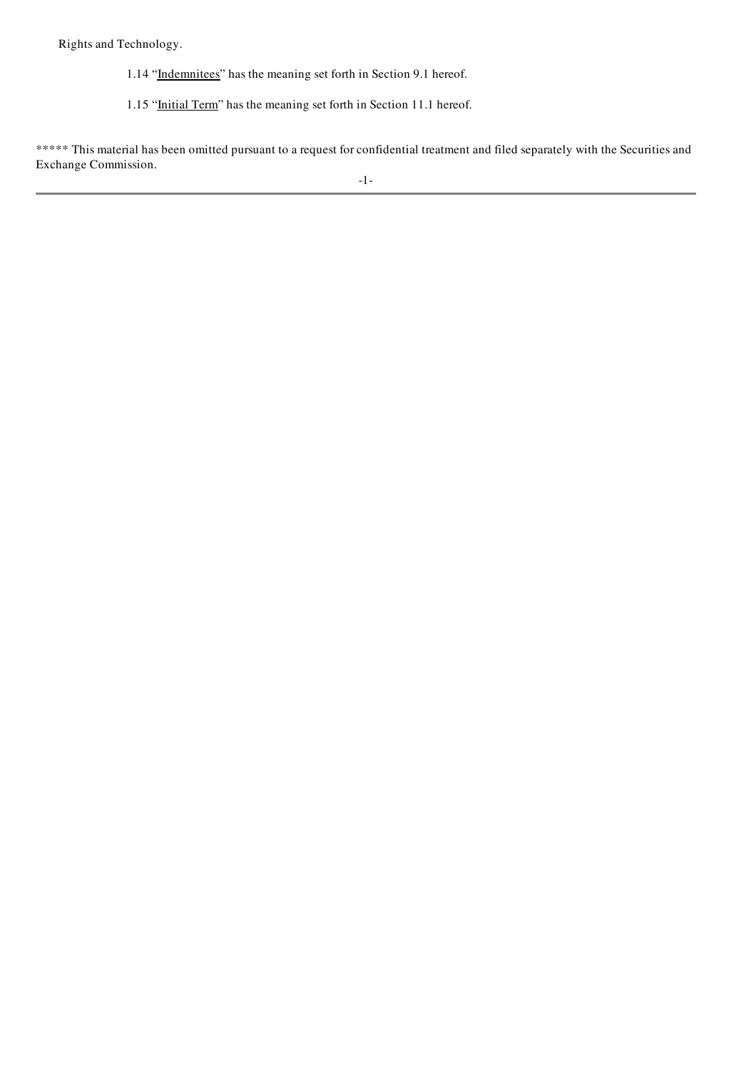Rights and Technology.

1.14 "Indemnitees" has the meaning set forth in Section 9.1 hereof.

1.15 "Initial Term" has the meaning set forth in Section 11.1 hereof.

***** This material has been omitted pursuant to a request for confidential treatment and filed separately with the Securities and Exchange Commission.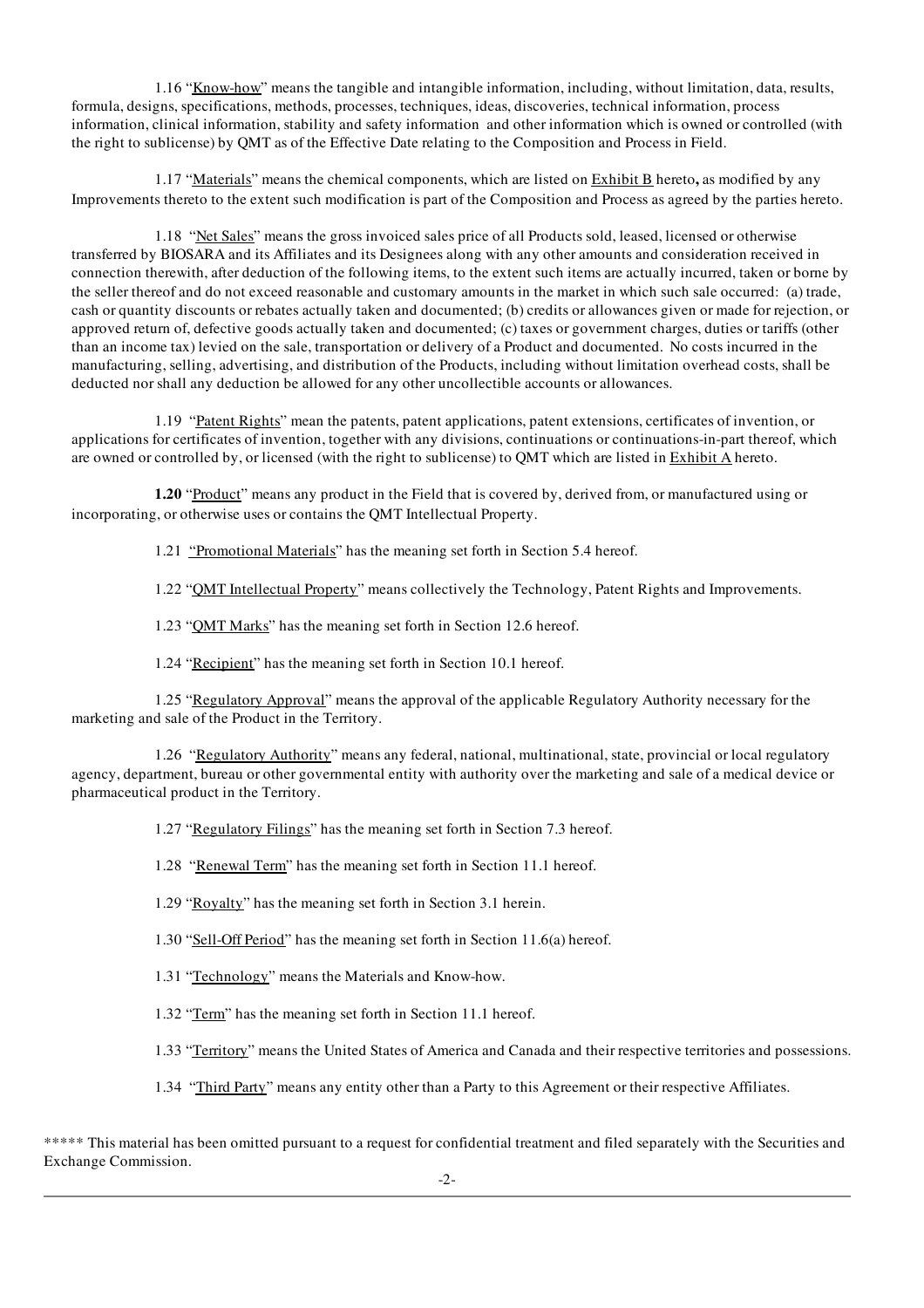1.16 "Know-how" means the tangible and intangible information, including, without limitation, data, results, formula, designs, specifications, methods, processes, techniques, ideas, discoveries, technical information, process information, clinical information, stability and safety information and other information which is owned or controlled (with the right to sublicense) by QMT as of the Effective Date relating to the Composition and Process in Field.

1.17 "Materials" means the chemical components, which are listed on Exhibit B hereto**,** as modified by any Improvements thereto to the extent such modification is part of the Composition and Process as agreed by the parties hereto.

1.18 "Net Sales" means the gross invoiced sales price of all Products sold, leased, licensed or otherwise transferred by BIOSARA and its Affiliates and its Designees along with any other amounts and consideration received in connection therewith, after deduction of the following items, to the extent such items are actually incurred, taken or borne by the seller thereof and do not exceed reasonable and customary amounts in the market in which such sale occurred: (a) trade, cash or quantity discounts or rebates actually taken and documented; (b) credits or allowances given or made for rejection, or approved return of, defective goods actually taken and documented; (c) taxes or government charges, duties or tariffs (other than an income tax) levied on the sale, transportation or delivery of a Product and documented. No costs incurred in the manufacturing, selling, advertising, and distribution of the Products, including without limitation overhead costs, shall be deducted nor shall any deduction be allowed for any other uncollectible accounts or allowances.

1.19 "Patent Rights" mean the patents, patent applications, patent extensions, certificates of invention, or applications for certificates of invention, together with any divisions, continuations or continuations-in-part thereof, which are owned or controlled by, or licensed (with the right to sublicense) to QMT which are listed in Exhibit A hereto.

**1.20** "Product" means any product in the Field that is covered by, derived from, or manufactured using or incorporating, or otherwise uses or contains the QMT Intellectual Property.

1.21 "Promotional Materials" has the meaning set forth in Section 5.4 hereof.

1.22 "QMT Intellectual Property" means collectively the Technology, Patent Rights and Improvements.

1.23 "QMT Marks" has the meaning set forth in Section 12.6 hereof.

1.24 "Recipient" has the meaning set forth in Section 10.1 hereof.

1.25 "Regulatory Approval" means the approval of the applicable Regulatory Authority necessary for the marketing and sale of the Product in the Territory.

1.26 "Regulatory Authority" means any federal, national, multinational, state, provincial or local regulatory agency, department, bureau or other governmental entity with authority over the marketing and sale of a medical device or pharmaceutical product in the Territory.

1.27 "Regulatory Filings" has the meaning set forth in Section 7.3 hereof.

1.28 "Renewal Term" has the meaning set forth in Section 11.1 hereof.

1.29 "Royalty" has the meaning set forth in Section 3.1 herein.

1.30 "Sell-Off Period" has the meaning set forth in Section 11.6(a) hereof.

1.31 "Technology" means the Materials and Know-how.

1.32 "Term" has the meaning set forth in Section 11.1 hereof.

1.33 "Territory" means the United States of America and Canada and their respective territories and possessions.

1.34 "Third Party" means any entity other than a Party to this Agreement or their respective Affiliates.

***** This material has been omitted pursuant to a request for confidential treatment and filed separately with the Securities and Exchange Commission.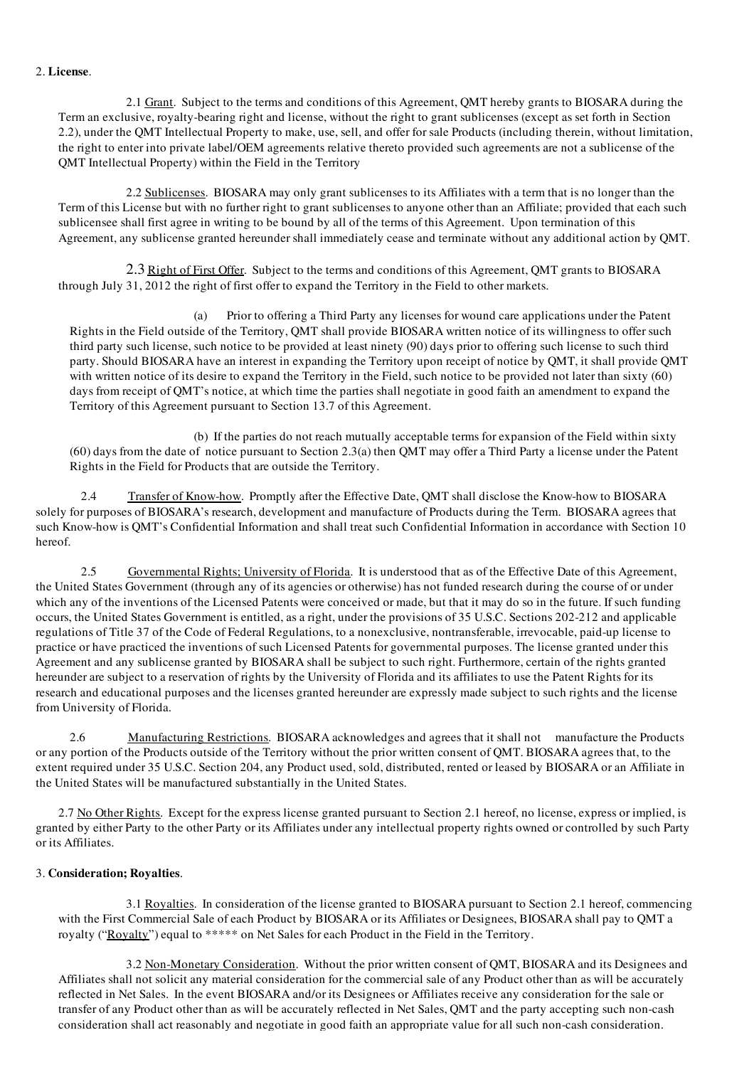2. **License**.

2.1 Grant. Subject to the terms and conditions of this Agreement, QMT hereby grants to BIOSARA during the Term an exclusive, royalty-bearing right and license, without the right to grant sublicenses (except as set forth in Section 2.2), under the QMT Intellectual Property to make, use, sell, and offer for sale Products (including therein, without limitation, the right to enter into private label/OEM agreements relative thereto provided such agreements are not a sublicense of the QMT Intellectual Property) within the Field in the Territory

2.2 Sublicenses. BIOSARA may only grant sublicenses to its Affiliates with a term that is no longer than the Term of this License but with no further right to grant sublicenses to anyone other than an Affiliate; provided that each such sublicensee shall first agree in writing to be bound by all of the terms of this Agreement. Upon termination of this Agreement, any sublicense granted hereunder shall immediately cease and terminate without any additional action by QMT.

2.3 Right of First Offer. Subject to the terms and conditions of this Agreement, QMT grants to BIOSARA through July 31, 2012 the right of first offer to expand the Territory in the Field to other markets.

(a) Prior to offering a Third Party any licenses for wound care applications under the Patent Rights in the Field outside of the Territory, QMT shall provide BIOSARA written notice of its willingness to offer such third party such license, such notice to be provided at least ninety (90) days prior to offering such license to such third party. Should BIOSARA have an interest in expanding the Territory upon receipt of notice by QMT, it shall provide QMT with written notice of its desire to expand the Territory in the Field, such notice to be provided not later than sixty (60) days from receipt of QMT's notice, at which time the parties shall negotiate in good faith an amendment to expand the Territory of this Agreement pursuant to Section 13.7 of this Agreement.

(b) If the parties do not reach mutually acceptable terms for expansion of the Field within sixty (60) days from the date of notice pursuant to Section 2.3(a) then QMT may offer a Third Party a license under the Patent Rights in the Field for Products that are outside the Territory.

2.4 Transfer of Know-how. Promptly after the Effective Date, QMT shall disclose the Know-how to BIOSARA solely for purposes of BIOSARA's research, development and manufacture of Products during the Term. BIOSARA agrees that such Know-how is QMT's Confidential Information and shall treat such Confidential Information in accordance with Section 10 hereof.

2.5 Governmental Rights; University of Florida. It is understood that as of the Effective Date of this Agreement, the United States Government (through any of its agencies or otherwise) has not funded research during the course of or under which any of the inventions of the Licensed Patents were conceived or made, but that it may do so in the future. If such funding occurs, the United States Government is entitled, as a right, under the provisions of 35 U.S.C. Sections 202-212 and applicable regulations of Title 37 of the Code of Federal Regulations, to a nonexclusive, nontransferable, irrevocable, paid-up license to practice or have practiced the inventions of such Licensed Patents for governmental purposes. The license granted under this Agreement and any sublicense granted by BIOSARA shall be subject to such right. Furthermore, certain of the rights granted hereunder are subject to a reservation of rights by the University of Florida and its affiliates to use the Patent Rights for its research and educational purposes and the licenses granted hereunder are expressly made subject to such rights and the license from University of Florida.

2.6 Manufacturing Restrictions. BIOSARA acknowledges and agrees that it shall not manufacture the Products or any portion of the Products outside of the Territory without the prior written consent of QMT. BIOSARA agrees that, to the extent required under 35 U.S.C. Section 204, any Product used, sold, distributed, rented or leased by BIOSARA or an Affiliate in the United States will be manufactured substantially in the United States.

2.7 No Other Rights. Except for the express license granted pursuant to Section 2.1 hereof, no license, express or implied, is granted by either Party to the other Party or its Affiliates under any intellectual property rights owned or controlled by such Party or its Affiliates.

3. **Consideration; Royalties**.

3.1 Royalties. In consideration of the license granted to BIOSARA pursuant to Section 2.1 hereof, commencing with the First Commercial Sale of each Product by BIOSARA or its Affiliates or Designees, BIOSARA shall pay to QMT a royalty ("Royalty") equal to ***** on Net Sales for each Product in the Field in the Territory.

3.2 Non-Monetary Consideration. Without the prior written consent of QMT, BIOSARA and its Designees and Affiliates shall not solicit any material consideration for the commercial sale of any Product other than as will be accurately reflected in Net Sales. In the event BIOSARA and/or its Designees or Affiliates receive any consideration for the sale or transfer of any Product other than as will be accurately reflected in Net Sales, QMT and the party accepting such non-cash consideration shall act reasonably and negotiate in good faith an appropriate value for all such non-cash consideration.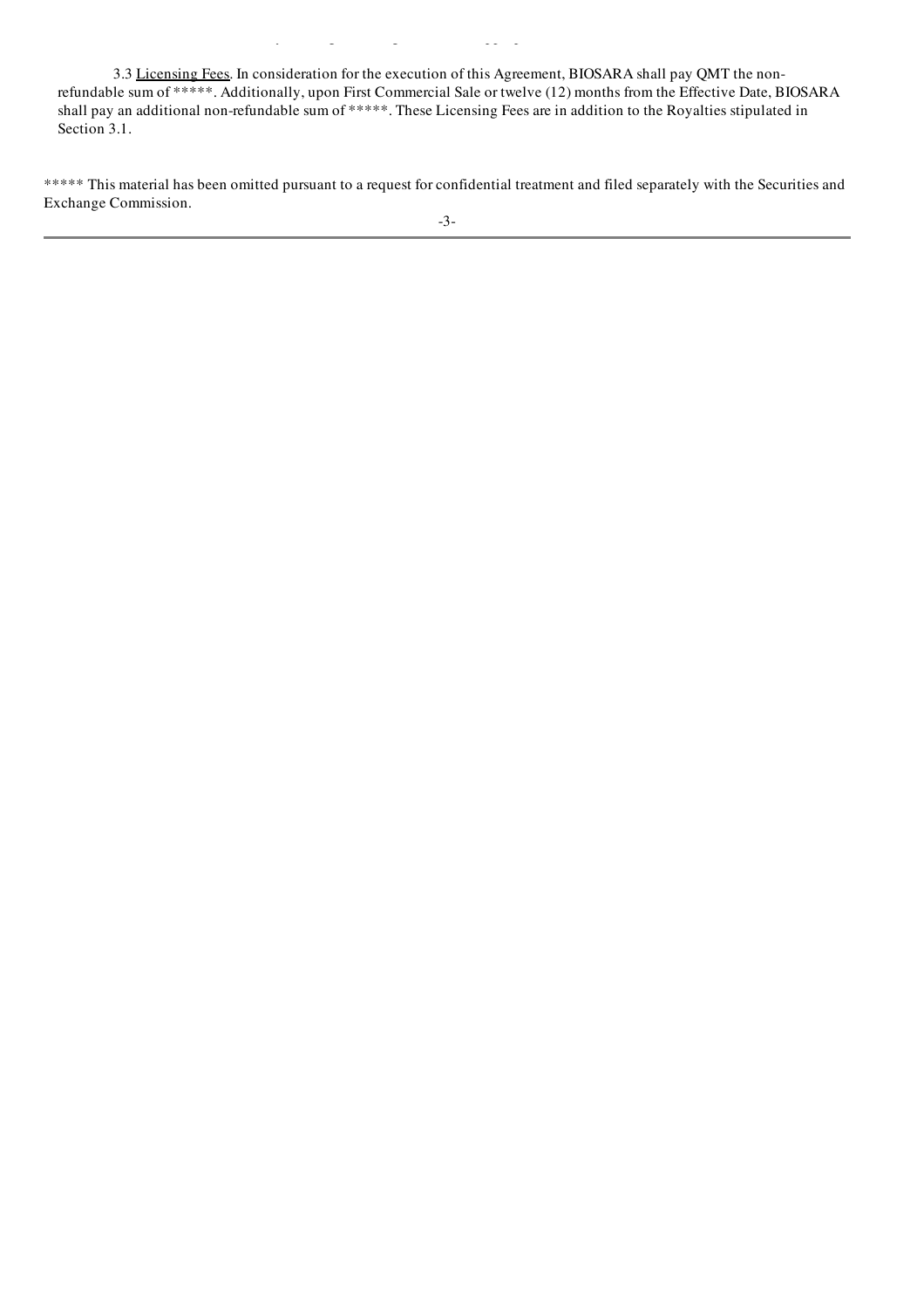3.3 Licensing Fees. In consideration for the execution of this Agreement, BIOSARA shall pay QMT the non-refundable sum of *****. Additionally, upon First Commercial Sale or twelve (12) months from the Effective Date, BIOSARA shall pay an additional non-refundable sum of *****. These Licensing Fees are in addition to the Royalties stipulated in Section 3.1.

***** This material has been omitted pursuant to a request for confidential treatment and filed separately with the Securities and Exchange Commission.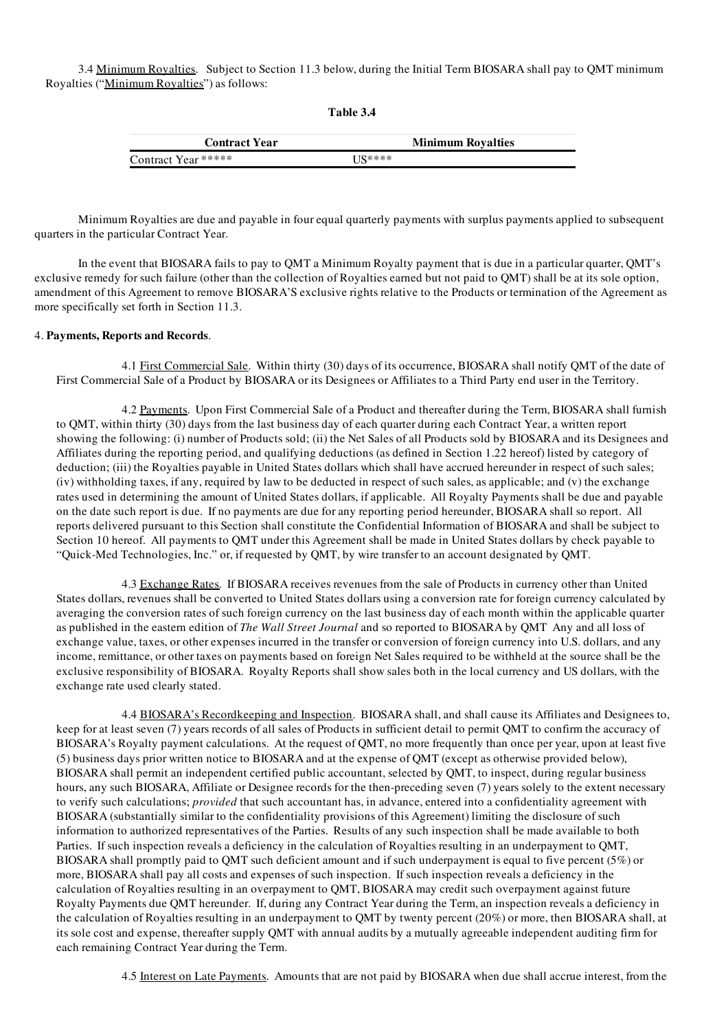3.4 Minimum Royalties. Subject to Section 11.3 below, during the Initial Term BIOSARA shall pay to QMT minimum Royalties ("Minimum Royalties") as follows:

**Table 3.4**

| Contract Year | Minimum Royalties |
|---|---|
| Contract Year ***** | US**** |

Minimum Royalties are due and payable in four equal quarterly payments with surplus payments applied to subsequent quarters in the particular Contract Year.

In the event that BIOSARA fails to pay to QMT a Minimum Royalty payment that is due in a particular quarter, QMT's exclusive remedy for such failure (other than the collection of Royalties earned but not paid to QMT) shall be at its sole option, amendment of this Agreement to remove BIOSARA'S exclusive rights relative to the Products or termination of the Agreement as more specifically set forth in Section 11.3.

4. **Payments, Reports and Records**.

4.1 First Commercial Sale. Within thirty (30) days of its occurrence, BIOSARA shall notify QMT of the date of First Commercial Sale of a Product by BIOSARA or its Designees or Affiliates to a Third Party end user in the Territory.

4.2 Payments. Upon First Commercial Sale of a Product and thereafter during the Term, BIOSARA shall furnish to QMT, within thirty (30) days from the last business day of each quarter during each Contract Year, a written report showing the following: (i) number of Products sold; (ii) the Net Sales of all Products sold by BIOSARA and its Designees and Affiliates during the reporting period, and qualifying deductions (as defined in Section 1.22 hereof) listed by category of deduction; (iii) the Royalties payable in United States dollars which shall have accrued hereunder in respect of such sales; (iv) withholding taxes, if any, required by law to be deducted in respect of such sales, as applicable; and (v) the exchange rates used in determining the amount of United States dollars, if applicable. All Royalty Payments shall be due and payable on the date such report is due. If no payments are due for any reporting period hereunder, BIOSARA shall so report. All reports delivered pursuant to this Section shall constitute the Confidential Information of BIOSARA and shall be subject to Section 10 hereof. All payments to QMT under this Agreement shall be made in United States dollars by check payable to "Quick-Med Technologies, Inc." or, if requested by QMT, by wire transfer to an account designated by QMT.

4.3 Exchange Rates. If BIOSARA receives revenues from the sale of Products in currency other than United States dollars, revenues shall be converted to United States dollars using a conversion rate for foreign currency calculated by averaging the conversion rates of such foreign currency on the last business day of each month within the applicable quarter as published in the eastern edition of *The Wall Street Journal* and so reported to BIOSARA by QMT Any and all loss of exchange value, taxes, or other expenses incurred in the transfer or conversion of foreign currency into U.S. dollars, and any income, remittance, or other taxes on payments based on foreign Net Sales required to be withheld at the source shall be the exclusive responsibility of BIOSARA. Royalty Reports shall show sales both in the local currency and US dollars, with the exchange rate used clearly stated.

4.4 BIOSARA's Recordkeeping and Inspection. BIOSARA shall, and shall cause its Affiliates and Designees to, keep for at least seven (7) years records of all sales of Products in sufficient detail to permit QMT to confirm the accuracy of BIOSARA's Royalty payment calculations. At the request of QMT, no more frequently than once per year, upon at least five (5) business days prior written notice to BIOSARA and at the expense of QMT (except as otherwise provided below), BIOSARA shall permit an independent certified public accountant, selected by QMT, to inspect, during regular business hours, any such BIOSARA, Affiliate or Designee records for the then-preceding seven (7) years solely to the extent necessary to verify such calculations; *provided* that such accountant has, in advance, entered into a confidentiality agreement with BIOSARA (substantially similar to the confidentiality provisions of this Agreement) limiting the disclosure of such information to authorized representatives of the Parties. Results of any such inspection shall be made available to both Parties. If such inspection reveals a deficiency in the calculation of Royalties resulting in an underpayment to QMT, BIOSARA shall promptly paid to QMT such deficient amount and if such underpayment is equal to five percent (5%) or more, BIOSARA shall pay all costs and expenses of such inspection. If such inspection reveals a deficiency in the calculation of Royalties resulting in an overpayment to QMT, BIOSARA may credit such overpayment against future Royalty Payments due QMT hereunder. If, during any Contract Year during the Term, an inspection reveals a deficiency in the calculation of Royalties resulting in an underpayment to QMT by twenty percent (20%) or more, then BIOSARA shall, at its sole cost and expense, thereafter supply QMT with annual audits by a mutually agreeable independent auditing firm for each remaining Contract Year during the Term.

4.5 Interest on Late Payments. Amounts that are not paid by BIOSARA when due shall accrue interest, from the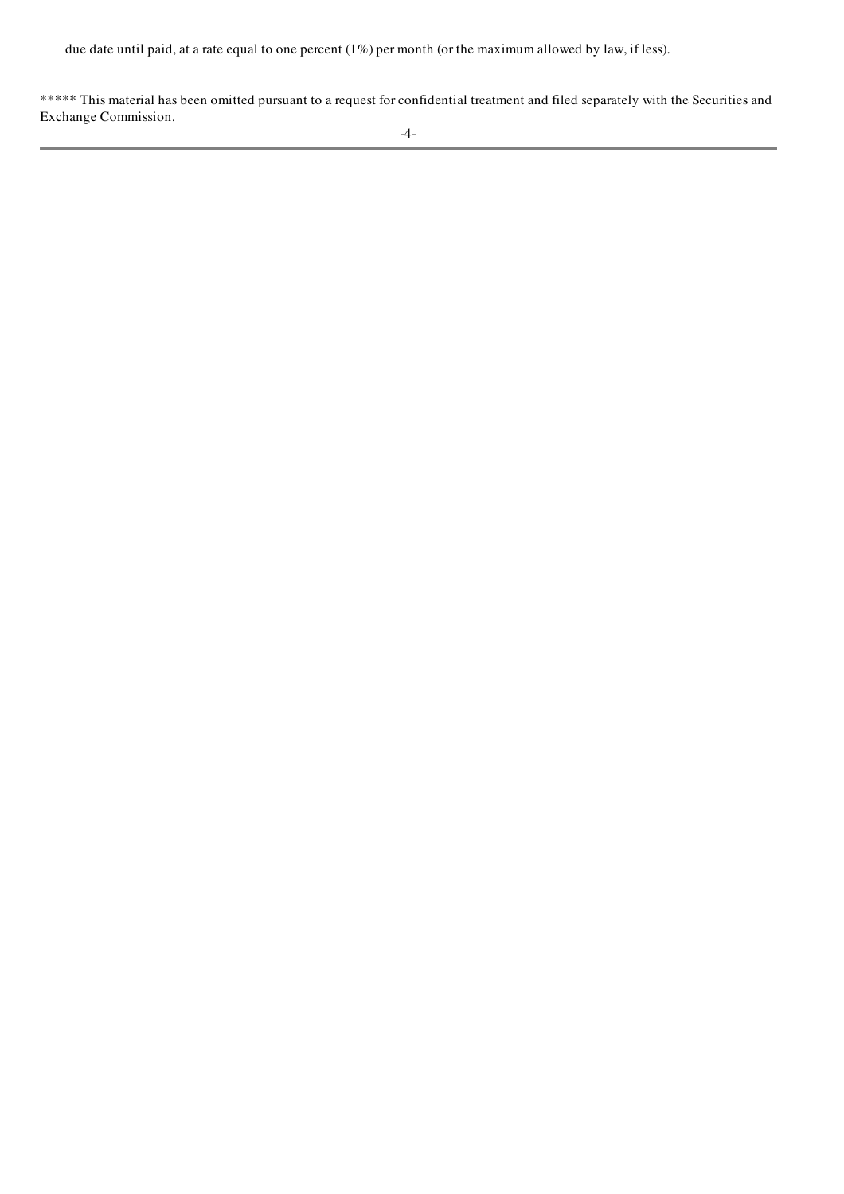due date until paid, at a rate equal to one percent (1%) per month (or the maximum allowed by law, if less).

***** This material has been omitted pursuant to a request for confidential treatment and filed separately with the Securities and Exchange Commission.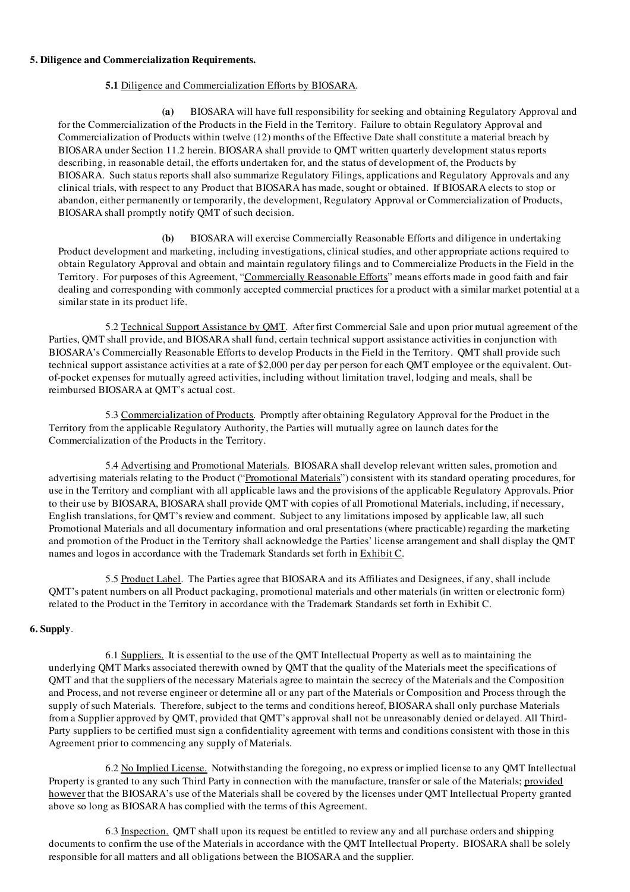**5. Diligence and Commercialization Requirements.**

**5.1** Diligence and Commercialization Efforts by BIOSARA.

**(a)** BIOSARA will have full responsibility for seeking and obtaining Regulatory Approval and for the Commercialization of the Products in the Field in the Territory. Failure to obtain Regulatory Approval and Commercialization of Products within twelve (12) months of the Effective Date shall constitute a material breach by BIOSARA under Section 11.2 herein. BIOSARA shall provide to QMT written quarterly development status reports describing, in reasonable detail, the efforts undertaken for, and the status of development of, the Products by BIOSARA. Such status reports shall also summarize Regulatory Filings, applications and Regulatory Approvals and any clinical trials, with respect to any Product that BIOSARA has made, sought or obtained. If BIOSARA elects to stop or abandon, either permanently or temporarily, the development, Regulatory Approval or Commercialization of Products, BIOSARA shall promptly notify QMT of such decision.

**(b)** BIOSARA will exercise Commercially Reasonable Efforts and diligence in undertaking Product development and marketing, including investigations, clinical studies, and other appropriate actions required to obtain Regulatory Approval and obtain and maintain regulatory filings and to Commercialize Products in the Field in the Territory. For purposes of this Agreement, "Commercially Reasonable Efforts" means efforts made in good faith and fair dealing and corresponding with commonly accepted commercial practices for a product with a similar market potential at a similar state in its product life.

5.2 Technical Support Assistance by QMT. After first Commercial Sale and upon prior mutual agreement of the Parties, QMT shall provide, and BIOSARA shall fund, certain technical support assistance activities in conjunction with BIOSARA's Commercially Reasonable Efforts to develop Products in the Field in the Territory. QMT shall provide such technical support assistance activities at a rate of $2,000 per day per person for each QMT employee or the equivalent. Out-of-pocket expenses for mutually agreed activities, including without limitation travel, lodging and meals, shall be reimbursed BIOSARA at QMT's actual cost.

5.3 Commercialization of Products. Promptly after obtaining Regulatory Approval for the Product in the Territory from the applicable Regulatory Authority, the Parties will mutually agree on launch dates for the Commercialization of the Products in the Territory.

5.4 Advertising and Promotional Materials. BIOSARA shall develop relevant written sales, promotion and advertising materials relating to the Product ("Promotional Materials") consistent with its standard operating procedures, for use in the Territory and compliant with all applicable laws and the provisions of the applicable Regulatory Approvals. Prior to their use by BIOSARA, BIOSARA shall provide QMT with copies of all Promotional Materials, including, if necessary, English translations, for QMT's review and comment. Subject to any limitations imposed by applicable law, all such Promotional Materials and all documentary information and oral presentations (where practicable) regarding the marketing and promotion of the Product in the Territory shall acknowledge the Parties' license arrangement and shall display the QMT names and logos in accordance with the Trademark Standards set forth in Exhibit C.

5.5 Product Label. The Parties agree that BIOSARA and its Affiliates and Designees, if any, shall include QMT's patent numbers on all Product packaging, promotional materials and other materials (in written or electronic form) related to the Product in the Territory in accordance with the Trademark Standards set forth in Exhibit C.

**6. Supply**.

6.1 Suppliers. It is essential to the use of the QMT Intellectual Property as well as to maintaining the underlying QMT Marks associated therewith owned by QMT that the quality of the Materials meet the specifications of QMT and that the suppliers of the necessary Materials agree to maintain the secrecy of the Materials and the Composition and Process, and not reverse engineer or determine all or any part of the Materials or Composition and Process through the supply of such Materials. Therefore, subject to the terms and conditions hereof, BIOSARA shall only purchase Materials from a Supplier approved by QMT, provided that QMT's approval shall not be unreasonably denied or delayed. All Third-Party suppliers to be certified must sign a confidentiality agreement with terms and conditions consistent with those in this Agreement prior to commencing any supply of Materials.

6.2 No Implied License. Notwithstanding the foregoing, no express or implied license to any QMT Intellectual Property is granted to any such Third Party in connection with the manufacture, transfer or sale of the Materials; provided however that the BIOSARA's use of the Materials shall be covered by the licenses under QMT Intellectual Property granted above so long as BIOSARA has complied with the terms of this Agreement.

6.3 Inspection. QMT shall upon its request be entitled to review any and all purchase orders and shipping documents to confirm the use of the Materials in accordance with the QMT Intellectual Property. BIOSARA shall be solely responsible for all matters and all obligations between the BIOSARA and the supplier.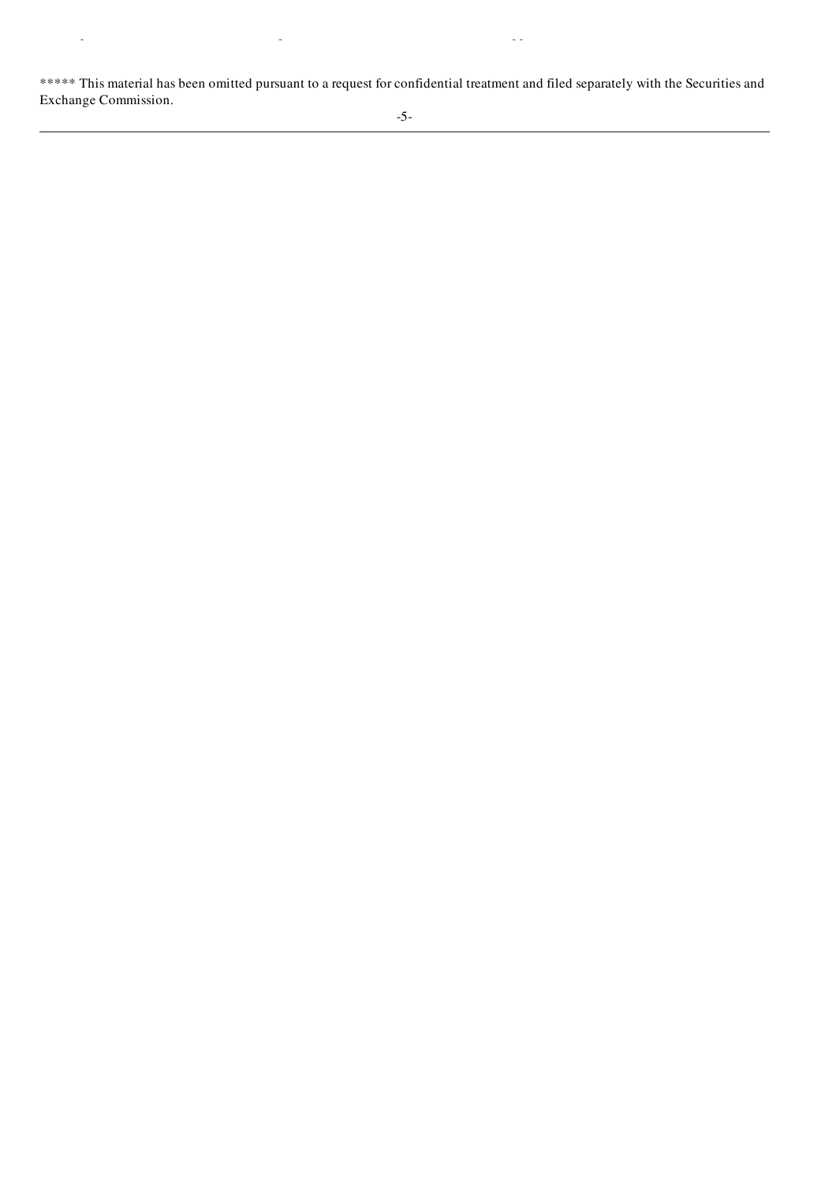***** This material has been omitted pursuant to a request for confidential treatment and filed separately with the Securities and Exchange Commission.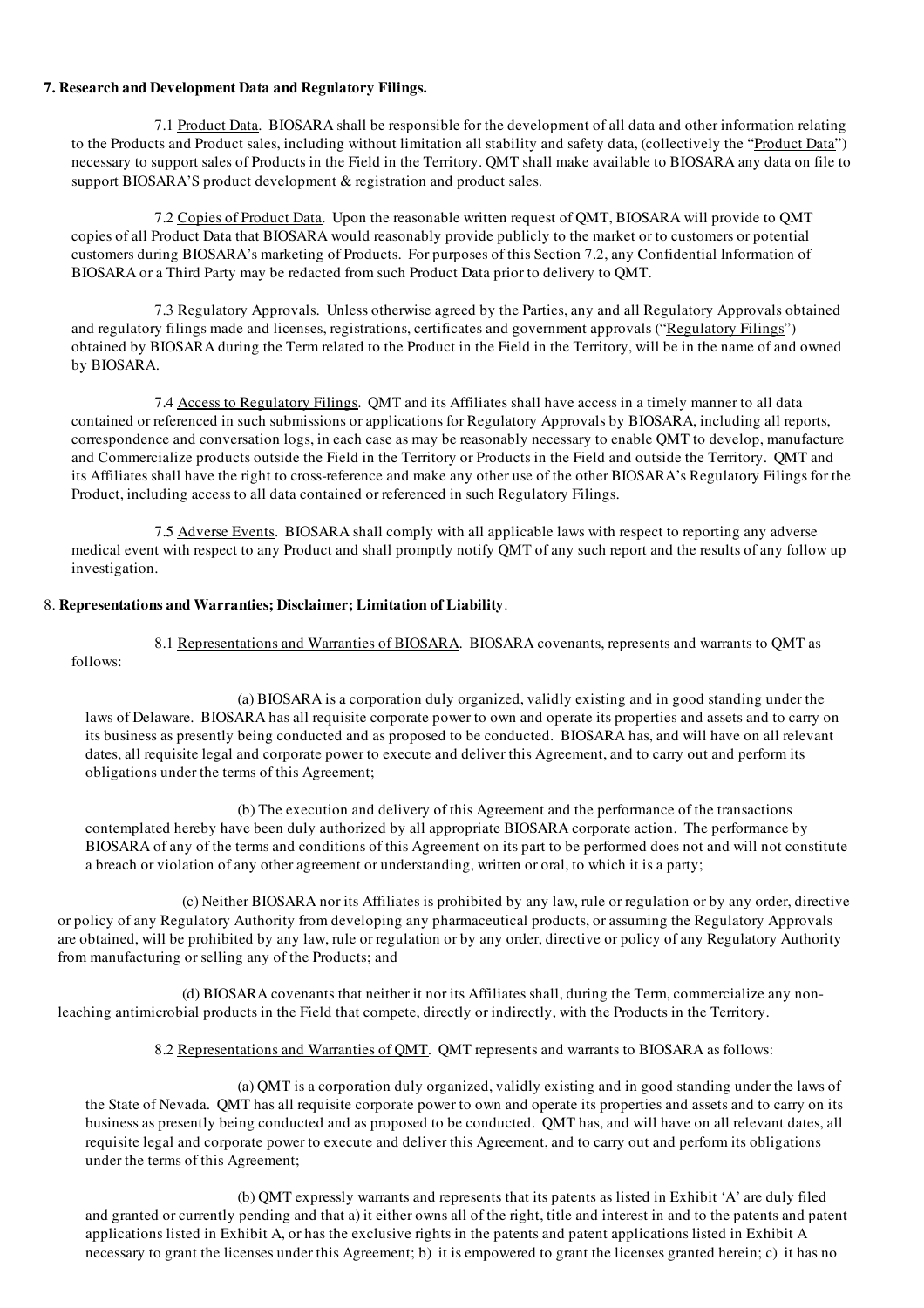**7. Research and Development Data and Regulatory Filings.**

7.1 Product Data. BIOSARA shall be responsible for the development of all data and other information relating to the Products and Product sales, including without limitation all stability and safety data, (collectively the "Product Data") necessary to support sales of Products in the Field in the Territory. QMT shall make available to BIOSARA any data on file to support BIOSARA'S product development & registration and product sales.

7.2 Copies of Product Data. Upon the reasonable written request of QMT, BIOSARA will provide to QMT copies of all Product Data that BIOSARA would reasonably provide publicly to the market or to customers or potential customers during BIOSARA's marketing of Products. For purposes of this Section 7.2, any Confidential Information of BIOSARA or a Third Party may be redacted from such Product Data prior to delivery to QMT.

7.3 Regulatory Approvals. Unless otherwise agreed by the Parties, any and all Regulatory Approvals obtained and regulatory filings made and licenses, registrations, certificates and government approvals ("Regulatory Filings") obtained by BIOSARA during the Term related to the Product in the Field in the Territory, will be in the name of and owned by BIOSARA.

7.4 Access to Regulatory Filings. QMT and its Affiliates shall have access in a timely manner to all data contained or referenced in such submissions or applications for Regulatory Approvals by BIOSARA, including all reports, correspondence and conversation logs, in each case as may be reasonably necessary to enable QMT to develop, manufacture and Commercialize products outside the Field in the Territory or Products in the Field and outside the Territory. QMT and its Affiliates shall have the right to cross-reference and make any other use of the other BIOSARA's Regulatory Filings for the Product, including access to all data contained or referenced in such Regulatory Filings.

7.5 Adverse Events. BIOSARA shall comply with all applicable laws with respect to reporting any adverse medical event with respect to any Product and shall promptly notify QMT of any such report and the results of any follow up investigation.

8. **Representations and Warranties; Disclaimer; Limitation of Liability**.

8.1 Representations and Warranties of BIOSARA. BIOSARA covenants, represents and warrants to QMT as follows:

(a) BIOSARA is a corporation duly organized, validly existing and in good standing under the laws of Delaware. BIOSARA has all requisite corporate power to own and operate its properties and assets and to carry on its business as presently being conducted and as proposed to be conducted. BIOSARA has, and will have on all relevant dates, all requisite legal and corporate power to execute and deliver this Agreement, and to carry out and perform its obligations under the terms of this Agreement;

(b) The execution and delivery of this Agreement and the performance of the transactions contemplated hereby have been duly authorized by all appropriate BIOSARA corporate action. The performance by BIOSARA of any of the terms and conditions of this Agreement on its part to be performed does not and will not constitute a breach or violation of any other agreement or understanding, written or oral, to which it is a party;

(c) Neither BIOSARA nor its Affiliates is prohibited by any law, rule or regulation or by any order, directive or policy of any Regulatory Authority from developing any pharmaceutical products, or assuming the Regulatory Approvals are obtained, will be prohibited by any law, rule or regulation or by any order, directive or policy of any Regulatory Authority from manufacturing or selling any of the Products; and

(d) BIOSARA covenants that neither it nor its Affiliates shall, during the Term, commercialize any non-leaching antimicrobial products in the Field that compete, directly or indirectly, with the Products in the Territory.

8.2 Representations and Warranties of QMT. QMT represents and warrants to BIOSARA as follows:

(a) QMT is a corporation duly organized, validly existing and in good standing under the laws of the State of Nevada. QMT has all requisite corporate power to own and operate its properties and assets and to carry on its business as presently being conducted and as proposed to be conducted. QMT has, and will have on all relevant dates, all requisite legal and corporate power to execute and deliver this Agreement, and to carry out and perform its obligations under the terms of this Agreement;

(b) QMT expressly warrants and represents that its patents as listed in Exhibit 'A' are duly filed and granted or currently pending and that a) it either owns all of the right, title and interest in and to the patents and patent applications listed in Exhibit A, or has the exclusive rights in the patents and patent applications listed in Exhibit A necessary to grant the licenses under this Agreement; b) it is empowered to grant the licenses granted herein; c) it has no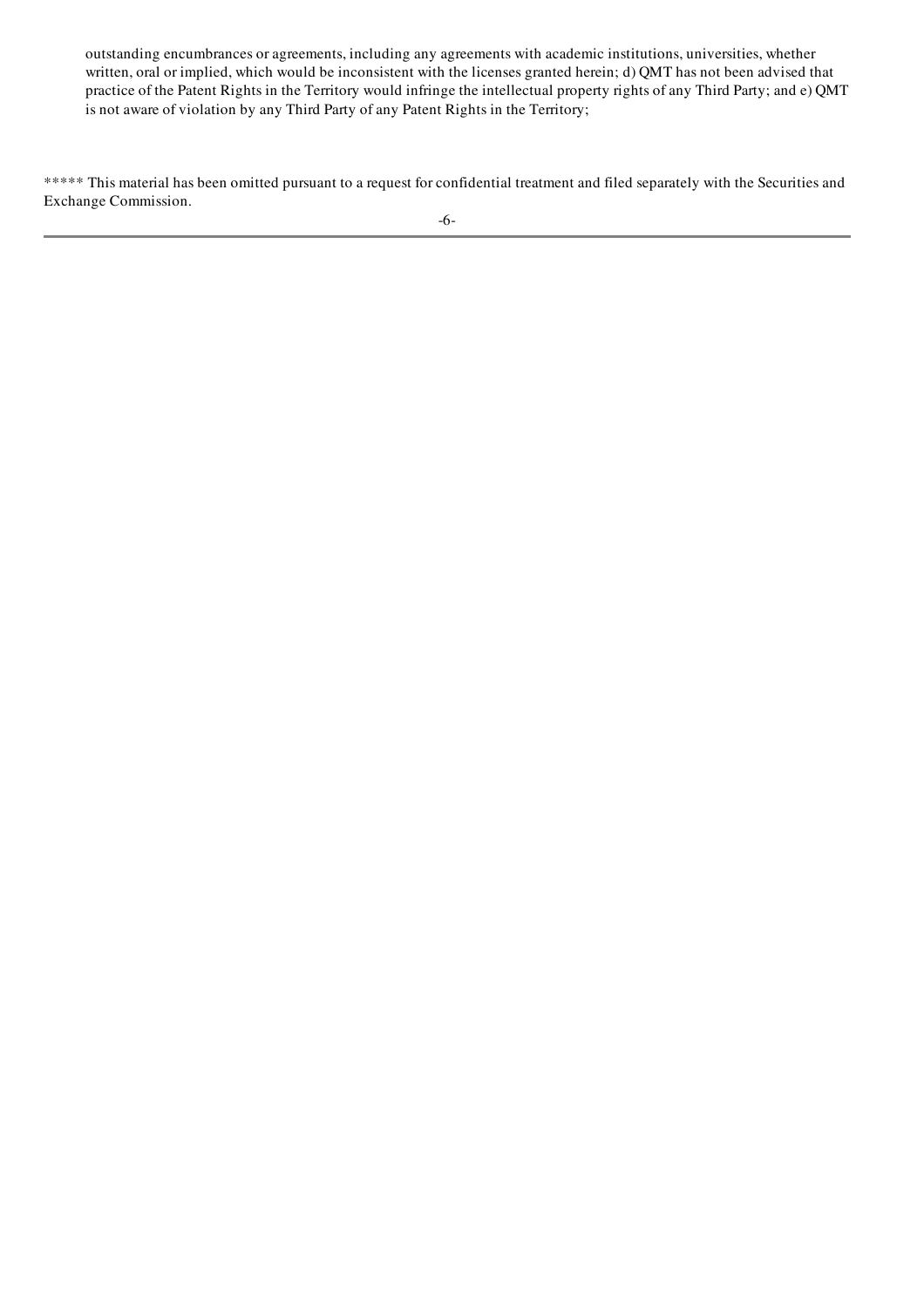outstanding encumbrances or agreements, including any agreements with academic institutions, universities, whether written, oral or implied, which would be inconsistent with the licenses granted herein; d) QMT has not been advised that practice of the Patent Rights in the Territory would infringe the intellectual property rights of any Third Party; and e) QMT is not aware of violation by any Third Party of any Patent Rights in the Territory;

***** This material has been omitted pursuant to a request for confidential treatment and filed separately with the Securities and Exchange Commission.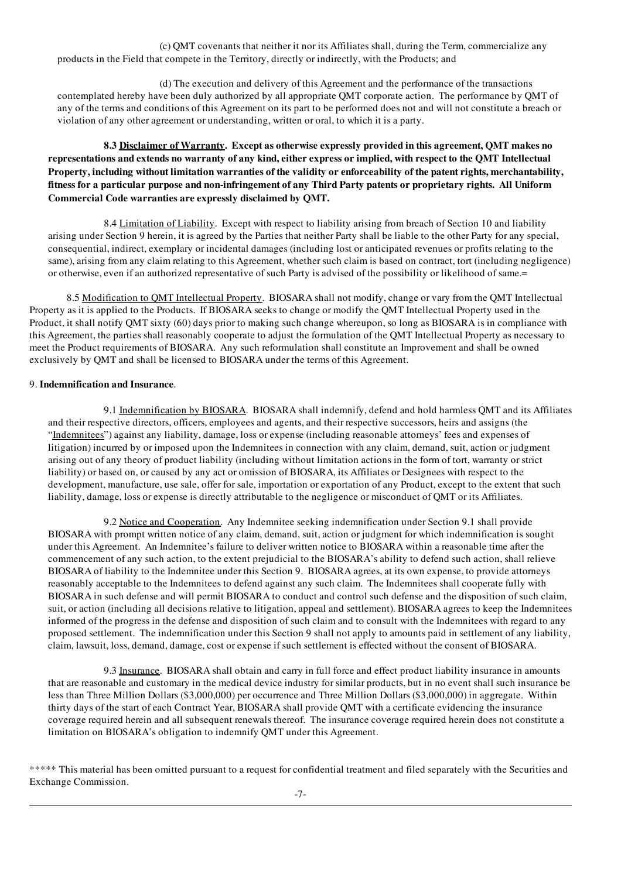(c) QMT covenants that neither it nor its Affiliates shall, during the Term, commercialize any products in the Field that compete in the Territory, directly or indirectly, with the Products; and

(d) The execution and delivery of this Agreement and the performance of the transactions contemplated hereby have been duly authorized by all appropriate QMT corporate action. The performance by QMT of any of the terms and conditions of this Agreement on its part to be performed does not and will not constitute a breach or violation of any other agreement or understanding, written or oral, to which it is a party.

**8.3 Disclaimer of Warranty. Except as otherwise expressly provided in this agreement, QMT makes no representations and extends no warranty of any kind, either express or implied, with respect to the QMT Intellectual Property, including without limitation warranties of the validity or enforceability of the patent rights, merchantability, fitness for a particular purpose and non-infringement of any Third Party patents or proprietary rights. All Uniform Commercial Code warranties are expressly disclaimed by QMT.**

8.4 Limitation of Liability. Except with respect to liability arising from breach of Section 10 and liability arising under Section 9 herein, it is agreed by the Parties that neither Party shall be liable to the other Party for any special, consequential, indirect, exemplary or incidental damages (including lost or anticipated revenues or profits relating to the same), arising from any claim relating to this Agreement, whether such claim is based on contract, tort (including negligence) or otherwise, even if an authorized representative of such Party is advised of the possibility or likelihood of same.=

8.5 Modification to QMT Intellectual Property. BIOSARA shall not modify, change or vary from the QMT Intellectual Property as it is applied to the Products. If BIOSARA seeks to change or modify the QMT Intellectual Property used in the Product, it shall notify QMT sixty (60) days prior to making such change whereupon, so long as BIOSARA is in compliance with this Agreement, the parties shall reasonably cooperate to adjust the formulation of the QMT Intellectual Property as necessary to meet the Product requirements of BIOSARA. Any such reformulation shall constitute an Improvement and shall be owned exclusively by QMT and shall be licensed to BIOSARA under the terms of this Agreement.

9. **Indemnification and Insurance**.

9.1 Indemnification by BIOSARA. BIOSARA shall indemnify, defend and hold harmless QMT and its Affiliates and their respective directors, officers, employees and agents, and their respective successors, heirs and assigns (the "Indemnitees") against any liability, damage, loss or expense (including reasonable attorneys' fees and expenses of litigation) incurred by or imposed upon the Indemnitees in connection with any claim, demand, suit, action or judgment arising out of any theory of product liability (including without limitation actions in the form of tort, warranty or strict liability) or based on, or caused by any act or omission of BIOSARA, its Affiliates or Designees with respect to the development, manufacture, use sale, offer for sale, importation or exportation of any Product, except to the extent that such liability, damage, loss or expense is directly attributable to the negligence or misconduct of QMT or its Affiliates.

9.2 Notice and Cooperation. Any Indemnitee seeking indemnification under Section 9.1 shall provide BIOSARA with prompt written notice of any claim, demand, suit, action or judgment for which indemnification is sought under this Agreement. An Indemnitee's failure to deliver written notice to BIOSARA within a reasonable time after the commencement of any such action, to the extent prejudicial to the BIOSARA's ability to defend such action, shall relieve BIOSARA of liability to the Indemnitee under this Section 9. BIOSARA agrees, at its own expense, to provide attorneys reasonably acceptable to the Indemnitees to defend against any such claim. The Indemnitees shall cooperate fully with BIOSARA in such defense and will permit BIOSARA to conduct and control such defense and the disposition of such claim, suit, or action (including all decisions relative to litigation, appeal and settlement). BIOSARA agrees to keep the Indemnitees informed of the progress in the defense and disposition of such claim and to consult with the Indemnitees with regard to any proposed settlement. The indemnification under this Section 9 shall not apply to amounts paid in settlement of any liability, claim, lawsuit, loss, demand, damage, cost or expense if such settlement is effected without the consent of BIOSARA.

9.3 Insurance. BIOSARA shall obtain and carry in full force and effect product liability insurance in amounts that are reasonable and customary in the medical device industry for similar products, but in no event shall such insurance be less than Three Million Dollars ($3,000,000) per occurrence and Three Million Dollars ($3,000,000) in aggregate. Within thirty days of the start of each Contract Year, BIOSARA shall provide QMT with a certificate evidencing the insurance coverage required herein and all subsequent renewals thereof. The insurance coverage required herein does not constitute a limitation on BIOSARA's obligation to indemnify QMT under this Agreement.

***** This material has been omitted pursuant to a request for confidential treatment and filed separately with the Securities and Exchange Commission.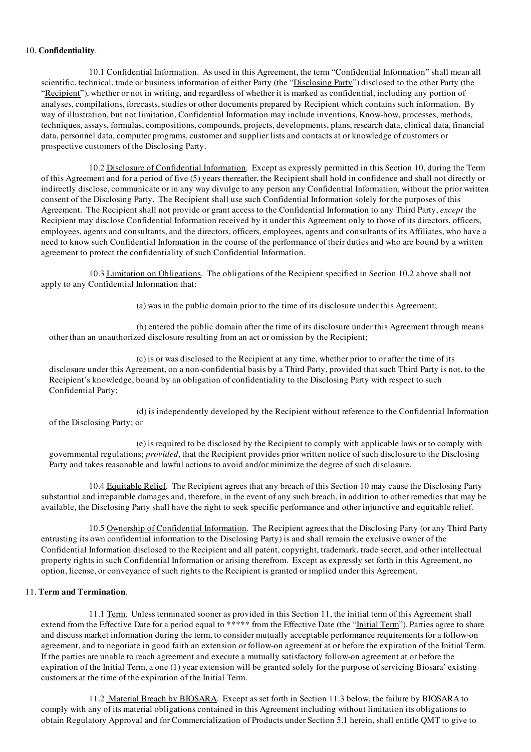10. **Confidentiality**.

10.1 Confidential Information. As used in this Agreement, the term "Confidential Information" shall mean all scientific, technical, trade or business information of either Party (the "Disclosing Party") disclosed to the other Party (the "Recipient"), whether or not in writing, and regardless of whether it is marked as confidential, including any portion of analyses, compilations, forecasts, studies or other documents prepared by Recipient which contains such information. By way of illustration, but not limitation, Confidential Information may include inventions, Know-how, processes, methods, techniques, assays, formulas, compositions, compounds, projects, developments, plans, research data, clinical data, financial data, personnel data, computer programs, customer and supplier lists and contacts at or knowledge of customers or prospective customers of the Disclosing Party.

10.2 Disclosure of Confidential Information. Except as expressly permitted in this Section 10, during the Term of this Agreement and for a period of five (5) years thereafter, the Recipient shall hold in confidence and shall not directly or indirectly disclose, communicate or in any way divulge to any person any Confidential Information, without the prior written consent of the Disclosing Party. The Recipient shall use such Confidential Information solely for the purposes of this Agreement. The Recipient shall not provide or grant access to the Confidential Information to any Third Party, *except* the Recipient may disclose Confidential Information received by it under this Agreement only to those of its directors, officers, employees, agents and consultants, and the directors, officers, employees, agents and consultants of its Affiliates, who have a need to know such Confidential Information in the course of the performance of their duties and who are bound by a written agreement to protect the confidentiality of such Confidential Information.

10.3 Limitation on Obligations. The obligations of the Recipient specified in Section 10.2 above shall not apply to any Confidential Information that:

(a) was in the public domain prior to the time of its disclosure under this Agreement;

(b) entered the public domain after the time of its disclosure under this Agreement through means other than an unauthorized disclosure resulting from an act or omission by the Recipient;

(c) is or was disclosed to the Recipient at any time, whether prior to or after the time of its disclosure under this Agreement, on a non-confidential basis by a Third Party, provided that such Third Party is not, to the Recipient's knowledge, bound by an obligation of confidentiality to the Disclosing Party with respect to such Confidential Party;

(d) is independently developed by the Recipient without reference to the Confidential Information of the Disclosing Party; or

(e) is required to be disclosed by the Recipient to comply with applicable laws or to comply with governmental regulations; *provided*, that the Recipient provides prior written notice of such disclosure to the Disclosing Party and takes reasonable and lawful actions to avoid and/or minimize the degree of such disclosure.

10.4 Equitable Relief. The Recipient agrees that any breach of this Section 10 may cause the Disclosing Party substantial and irreparable damages and, therefore, in the event of any such breach, in addition to other remedies that may be available, the Disclosing Party shall have the right to seek specific performance and other injunctive and equitable relief.

10.5 Ownership of Confidential Information. The Recipient agrees that the Disclosing Party (or any Third Party entrusting its own confidential information to the Disclosing Party) is and shall remain the exclusive owner of the Confidential Information disclosed to the Recipient and all patent, copyright, trademark, trade secret, and other intellectual property rights in such Confidential Information or arising therefrom. Except as expressly set forth in this Agreement, no option, license, or conveyance of such rights to the Recipient is granted or implied under this Agreement.

11. **Term and Termination**.

11.1 Term. Unless terminated sooner as provided in this Section 11, the initial term of this Agreement shall extend from the Effective Date for a period equal to ***** from the Effective Date (the "Initial Term"). Parties agree to share and discuss market information during the term, to consider mutually acceptable performance requirements for a follow-on agreement, and to negotiate in good faith an extension or follow-on agreement at or before the expiration of the Initial Term. If the parties are unable to reach agreement and execute a mutually satisfactory follow-on agreement at or before the expiration of the Initial Term, a one (1) year extension will be granted solely for the purpose of servicing Biosara' existing customers at the time of the expiration of the Initial Term.

11.2 Material Breach by BIOSARA. Except as set forth in Section 11.3 below, the failure by BIOSARA to comply with any of its material obligations contained in this Agreement including without limitation its obligations to obtain Regulatory Approval and for Commercialization of Products under Section 5.1 herein, shall entitle QMT to give to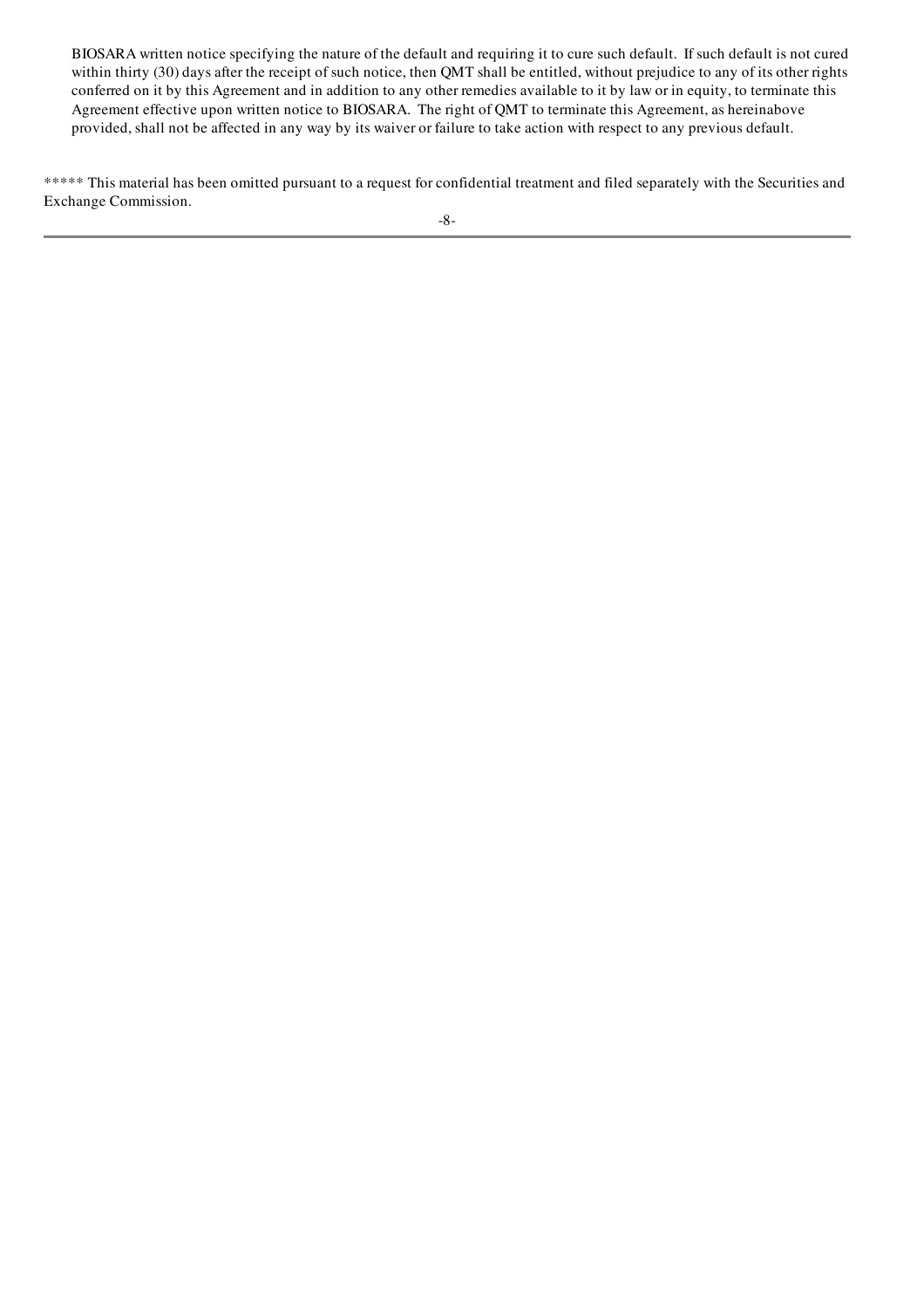BIOSARA written notice specifying the nature of the default and requiring it to cure such default. If such default is not cured within thirty (30) days after the receipt of such notice, then QMT shall be entitled, without prejudice to any of its other rights conferred on it by this Agreement and in addition to any other remedies available to it by law or in equity, to terminate this Agreement effective upon written notice to BIOSARA. The right of QMT to terminate this Agreement, as hereinabove provided, shall not be affected in any way by its waiver or failure to take action with respect to any previous default.

***** This material has been omitted pursuant to a request for confidential treatment and filed separately with the Securities and Exchange Commission.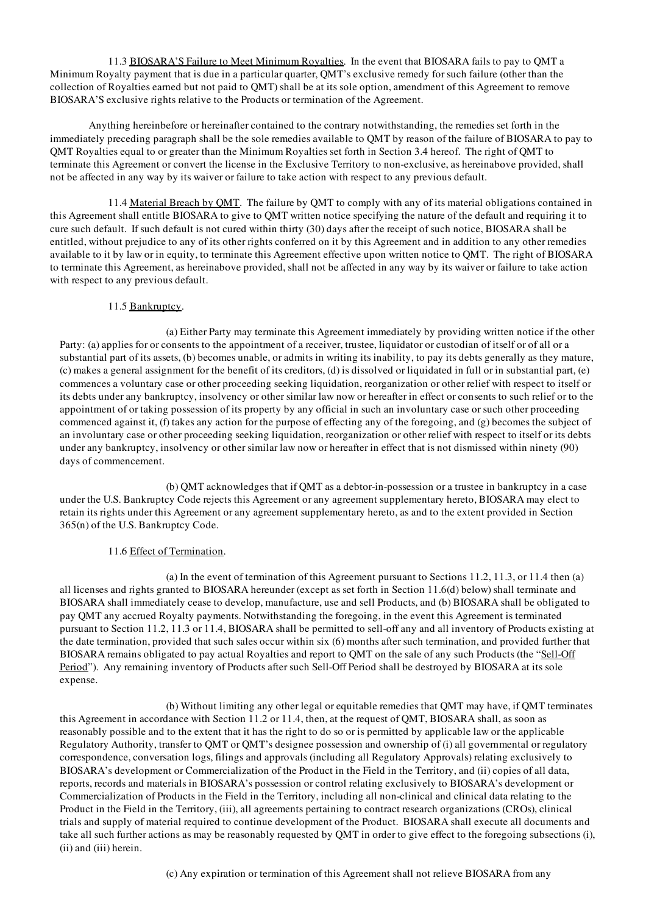11.3 <u>BIOSARA'S Failure to Meet Minimum Royalties</u>. In the event that BIOSARA fails to pay to QMT a Minimum Royalty payment that is due in a particular quarter, QMT's exclusive remedy for such failure (other than the collection of Royalties earned but not paid to QMT) shall be at its sole option, amendment of this Agreement to remove BIOSARA'S exclusive rights relative to the Products or termination of the Agreement.

Anything hereinbefore or hereinafter contained to the contrary notwithstanding, the remedies set forth in the immediately preceding paragraph shall be the sole remedies available to QMT by reason of the failure of BIOSARA to pay to QMT Royalties equal to or greater than the Minimum Royalties set forth in Section 3.4 hereof. The right of QMT to terminate this Agreement or convert the license in the Exclusive Territory to non-exclusive, as hereinabove provided, shall not be affected in any way by its waiver or failure to take action with respect to any previous default.

11.4 <u>Material Breach by QMT</u>. The failure by QMT to comply with any of its material obligations contained in this Agreement shall entitle BIOSARA to give to QMT written notice specifying the nature of the default and requiring it to cure such default. If such default is not cured within thirty (30) days after the receipt of such notice, BIOSARA shall be entitled, without prejudice to any of its other rights conferred on it by this Agreement and in addition to any other remedies available to it by law or in equity, to terminate this Agreement effective upon written notice to QMT. The right of BIOSARA to terminate this Agreement, as hereinabove provided, shall not be affected in any way by its waiver or failure to take action with respect to any previous default.

11.5 <u>Bankruptcy</u>.

(a) Either Party may terminate this Agreement immediately by providing written notice if the other Party: (a) applies for or consents to the appointment of a receiver, trustee, liquidator or custodian of itself or of all or a substantial part of its assets, (b) becomes unable, or admits in writing its inability, to pay its debts generally as they mature, (c) makes a general assignment for the benefit of its creditors, (d) is dissolved or liquidated in full or in substantial part, (e) commences a voluntary case or other proceeding seeking liquidation, reorganization or other relief with respect to itself or its debts under any bankruptcy, insolvency or other similar law now or hereafter in effect or consents to such relief or to the appointment of or taking possession of its property by any official in such an involuntary case or such other proceeding commenced against it, (f) takes any action for the purpose of effecting any of the foregoing, and (g) becomes the subject of an involuntary case or other proceeding seeking liquidation, reorganization or other relief with respect to itself or its debts under any bankruptcy, insolvency or other similar law now or hereafter in effect that is not dismissed within ninety (90) days of commencement.

(b) QMT acknowledges that if QMT as a debtor-in-possession or a trustee in bankruptcy in a case under the U.S. Bankruptcy Code rejects this Agreement or any agreement supplementary hereto, BIOSARA may elect to retain its rights under this Agreement or any agreement supplementary hereto, as and to the extent provided in Section 365(n) of the U.S. Bankruptcy Code.

11.6 <u>Effect of Termination</u>.

(a) In the event of termination of this Agreement pursuant to Sections 11.2, 11.3, or 11.4 then (a) all licenses and rights granted to BIOSARA hereunder (except as set forth in Section 11.6(d) below) shall terminate and BIOSARA shall immediately cease to develop, manufacture, use and sell Products, and (b) BIOSARA shall be obligated to pay QMT any accrued Royalty payments. Notwithstanding the foregoing, in the event this Agreement is terminated pursuant to Section 11.2, 11.3 or 11.4, BIOSARA shall be permitted to sell-off any and all inventory of Products existing at the date termination, provided that such sales occur within six (6) months after such termination, and provided further that BIOSARA remains obligated to pay actual Royalties and report to QMT on the sale of any such Products (the "<u>Sell-Off Period</u>"). Any remaining inventory of Products after such Sell-Off Period shall be destroyed by BIOSARA at its sole expense.

(b) Without limiting any other legal or equitable remedies that QMT may have, if QMT terminates this Agreement in accordance with Section 11.2 or 11.4, then, at the request of QMT, BIOSARA shall, as soon as reasonably possible and to the extent that it has the right to do so or is permitted by applicable law or the applicable Regulatory Authority, transfer to QMT or QMT's designee possession and ownership of (i) all governmental or regulatory correspondence, conversation logs, filings and approvals (including all Regulatory Approvals) relating exclusively to BIOSARA's development or Commercialization of the Product in the Field in the Territory, and (ii) copies of all data, reports, records and materials in BIOSARA's possession or control relating exclusively to BIOSARA's development or Commercialization of Products in the Field in the Territory, including all non-clinical and clinical data relating to the Product in the Field in the Territory, (iii), all agreements pertaining to contract research organizations (CROs), clinical trials and supply of material required to continue development of the Product. BIOSARA shall execute all documents and take all such further actions as may be reasonably requested by QMT in order to give effect to the foregoing subsections (i), (ii) and (iii) herein.

(c) Any expiration or termination of this Agreement shall not relieve BIOSARA from any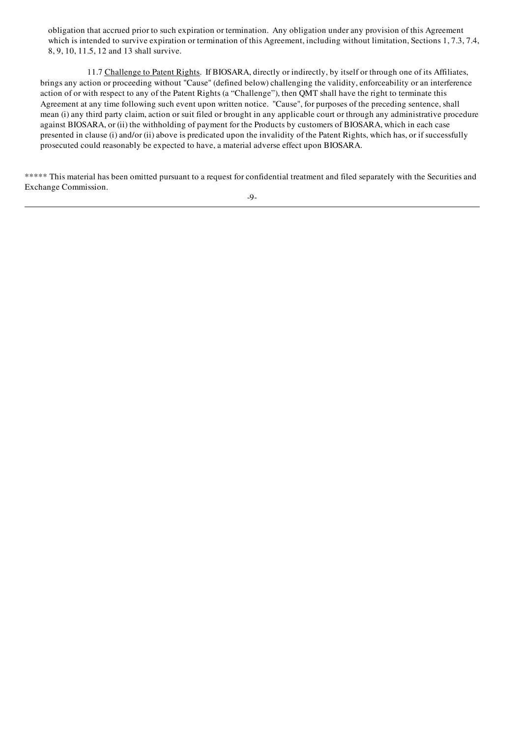obligation that accrued prior to such expiration or termination. Any obligation under any provision of this Agreement which is intended to survive expiration or termination of this Agreement, including without limitation, Sections 1, 7.3, 7.4, 8, 9, 10, 11.5, 12 and 13 shall survive.

11.7 Challenge to Patent Rights. If BIOSARA, directly or indirectly, by itself or through one of its Affiliates, brings any action or proceeding without "Cause" (defined below) challenging the validity, enforceability or an interference action of or with respect to any of the Patent Rights (a "Challenge"), then QMT shall have the right to terminate this Agreement at any time following such event upon written notice. "Cause", for purposes of the preceding sentence, shall mean (i) any third party claim, action or suit filed or brought in any applicable court or through any administrative procedure against BIOSARA, or (ii) the withholding of payment for the Products by customers of BIOSARA, which in each case presented in clause (i) and/or (ii) above is predicated upon the invalidity of the Patent Rights, which has, or if successfully prosecuted could reasonably be expected to have, a material adverse effect upon BIOSARA.

***** This material has been omitted pursuant to a request for confidential treatment and filed separately with the Securities and Exchange Commission.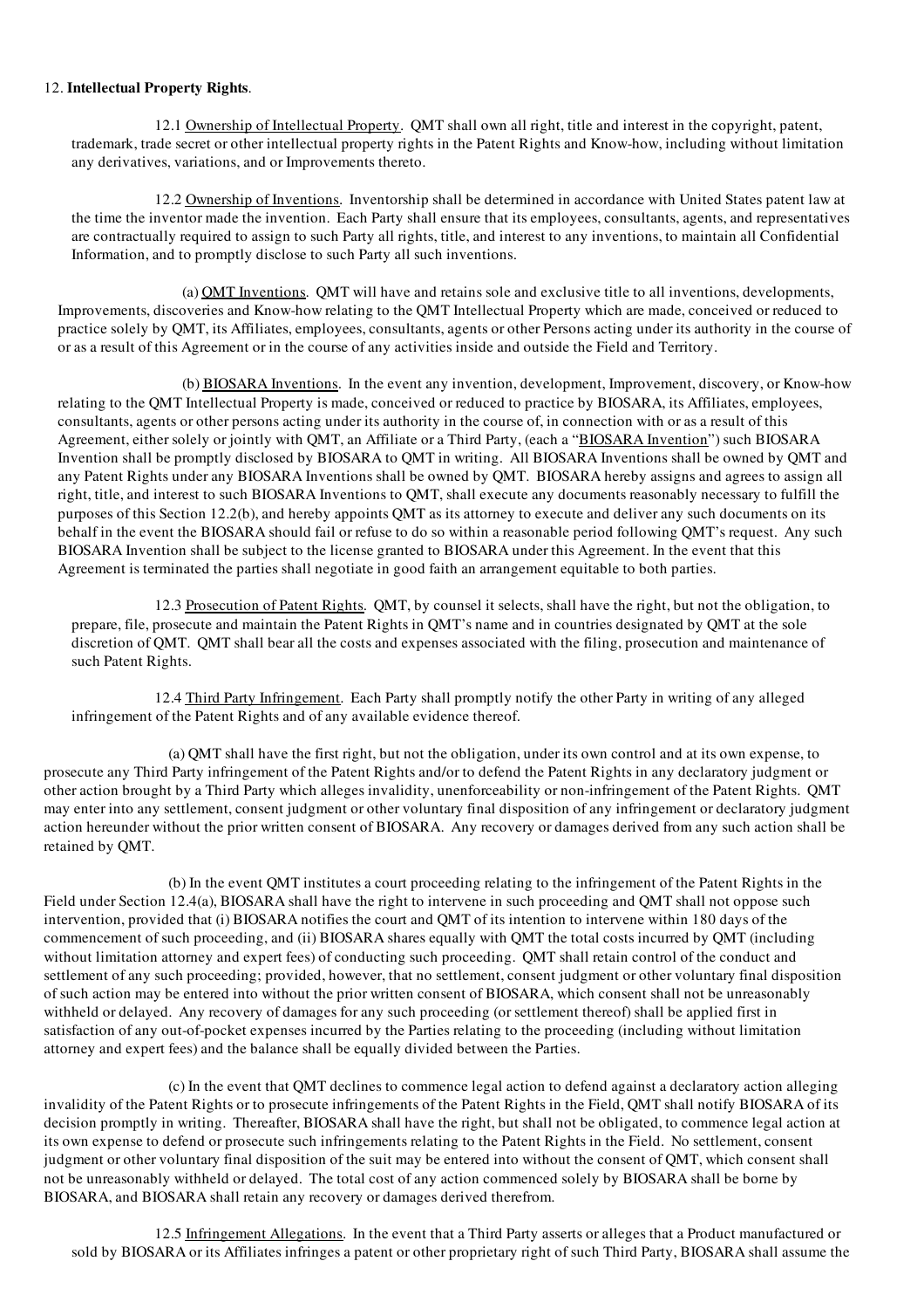12. **Intellectual Property Rights**.

12.1 Ownership of Intellectual Property. QMT shall own all right, title and interest in the copyright, patent, trademark, trade secret or other intellectual property rights in the Patent Rights and Know-how, including without limitation any derivatives, variations, and or Improvements thereto.

12.2 Ownership of Inventions. Inventorship shall be determined in accordance with United States patent law at the time the inventor made the invention. Each Party shall ensure that its employees, consultants, agents, and representatives are contractually required to assign to such Party all rights, title, and interest to any inventions, to maintain all Confidential Information, and to promptly disclose to such Party all such inventions.

(a) QMT Inventions. QMT will have and retains sole and exclusive title to all inventions, developments, Improvements, discoveries and Know-how relating to the QMT Intellectual Property which are made, conceived or reduced to practice solely by QMT, its Affiliates, employees, consultants, agents or other Persons acting under its authority in the course of or as a result of this Agreement or in the course of any activities inside and outside the Field and Territory.

(b) BIOSARA Inventions. In the event any invention, development, Improvement, discovery, or Know-how relating to the QMT Intellectual Property is made, conceived or reduced to practice by BIOSARA, its Affiliates, employees, consultants, agents or other persons acting under its authority in the course of, in connection with or as a result of this Agreement, either solely or jointly with QMT, an Affiliate or a Third Party, (each a "BIOSARA Invention") such BIOSARA Invention shall be promptly disclosed by BIOSARA to QMT in writing. All BIOSARA Inventions shall be owned by QMT and any Patent Rights under any BIOSARA Inventions shall be owned by QMT. BIOSARA hereby assigns and agrees to assign all right, title, and interest to such BIOSARA Inventions to QMT, shall execute any documents reasonably necessary to fulfill the purposes of this Section 12.2(b), and hereby appoints QMT as its attorney to execute and deliver any such documents on its behalf in the event the BIOSARA should fail or refuse to do so within a reasonable period following QMT's request. Any such BIOSARA Invention shall be subject to the license granted to BIOSARA under this Agreement. In the event that this Agreement is terminated the parties shall negotiate in good faith an arrangement equitable to both parties.

12.3 Prosecution of Patent Rights. QMT, by counsel it selects, shall have the right, but not the obligation, to prepare, file, prosecute and maintain the Patent Rights in QMT's name and in countries designated by QMT at the sole discretion of QMT. QMT shall bear all the costs and expenses associated with the filing, prosecution and maintenance of such Patent Rights.

12.4 Third Party Infringement. Each Party shall promptly notify the other Party in writing of any alleged infringement of the Patent Rights and of any available evidence thereof.

(a) QMT shall have the first right, but not the obligation, under its own control and at its own expense, to prosecute any Third Party infringement of the Patent Rights and/or to defend the Patent Rights in any declaratory judgment or other action brought by a Third Party which alleges invalidity, unenforceability or non-infringement of the Patent Rights. QMT may enter into any settlement, consent judgment or other voluntary final disposition of any infringement or declaratory judgment action hereunder without the prior written consent of BIOSARA. Any recovery or damages derived from any such action shall be retained by QMT.

(b) In the event QMT institutes a court proceeding relating to the infringement of the Patent Rights in the Field under Section 12.4(a), BIOSARA shall have the right to intervene in such proceeding and QMT shall not oppose such intervention, provided that (i) BIOSARA notifies the court and QMT of its intention to intervene within 180 days of the commencement of such proceeding, and (ii) BIOSARA shares equally with QMT the total costs incurred by QMT (including without limitation attorney and expert fees) of conducting such proceeding. QMT shall retain control of the conduct and settlement of any such proceeding; provided, however, that no settlement, consent judgment or other voluntary final disposition of such action may be entered into without the prior written consent of BIOSARA, which consent shall not be unreasonably withheld or delayed. Any recovery of damages for any such proceeding (or settlement thereof) shall be applied first in satisfaction of any out-of-pocket expenses incurred by the Parties relating to the proceeding (including without limitation attorney and expert fees) and the balance shall be equally divided between the Parties.

(c) In the event that QMT declines to commence legal action to defend against a declaratory action alleging invalidity of the Patent Rights or to prosecute infringements of the Patent Rights in the Field, QMT shall notify BIOSARA of its decision promptly in writing. Thereafter, BIOSARA shall have the right, but shall not be obligated, to commence legal action at its own expense to defend or prosecute such infringements relating to the Patent Rights in the Field. No settlement, consent judgment or other voluntary final disposition of the suit may be entered into without the consent of QMT, which consent shall not be unreasonably withheld or delayed. The total cost of any action commenced solely by BIOSARA shall be borne by BIOSARA, and BIOSARA shall retain any recovery or damages derived therefrom.

12.5 Infringement Allegations. In the event that a Third Party asserts or alleges that a Product manufactured or sold by BIOSARA or its Affiliates infringes a patent or other proprietary right of such Third Party, BIOSARA shall assume the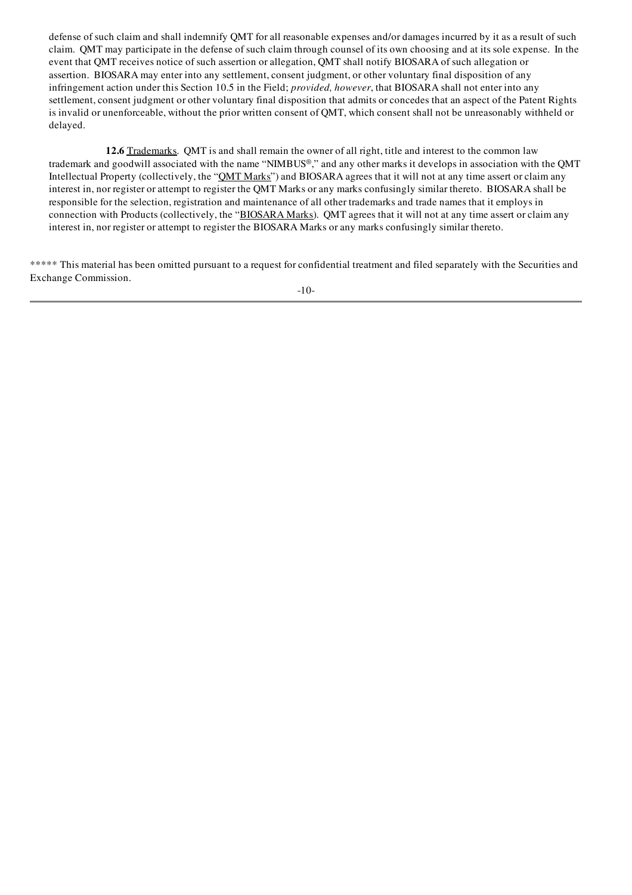defense of such claim and shall indemnify QMT for all reasonable expenses and/or damages incurred by it as a result of such claim. QMT may participate in the defense of such claim through counsel of its own choosing and at its sole expense. In the event that QMT receives notice of such assertion or allegation, QMT shall notify BIOSARA of such allegation or assertion. BIOSARA may enter into any settlement, consent judgment, or other voluntary final disposition of any infringement action under this Section 10.5 in the Field; *provided, however*, that BIOSARA shall not enter into any settlement, consent judgment or other voluntary final disposition that admits or concedes that an aspect of the Patent Rights is invalid or unenforceable, without the prior written consent of QMT, which consent shall not be unreasonably withheld or delayed.

**12.6** Trademarks. QMT is and shall remain the owner of all right, title and interest to the common law trademark and goodwill associated with the name "NIMBUS®," and any other marks it develops in association with the QMT Intellectual Property (collectively, the "QMT Marks") and BIOSARA agrees that it will not at any time assert or claim any interest in, nor register or attempt to register the QMT Marks or any marks confusingly similar thereto. BIOSARA shall be responsible for the selection, registration and maintenance of all other trademarks and trade names that it employs in connection with Products (collectively, the "BIOSARA Marks). QMT agrees that it will not at any time assert or claim any interest in, nor register or attempt to register the BIOSARA Marks or any marks confusingly similar thereto.

***** This material has been omitted pursuant to a request for confidential treatment and filed separately with the Securities and Exchange Commission.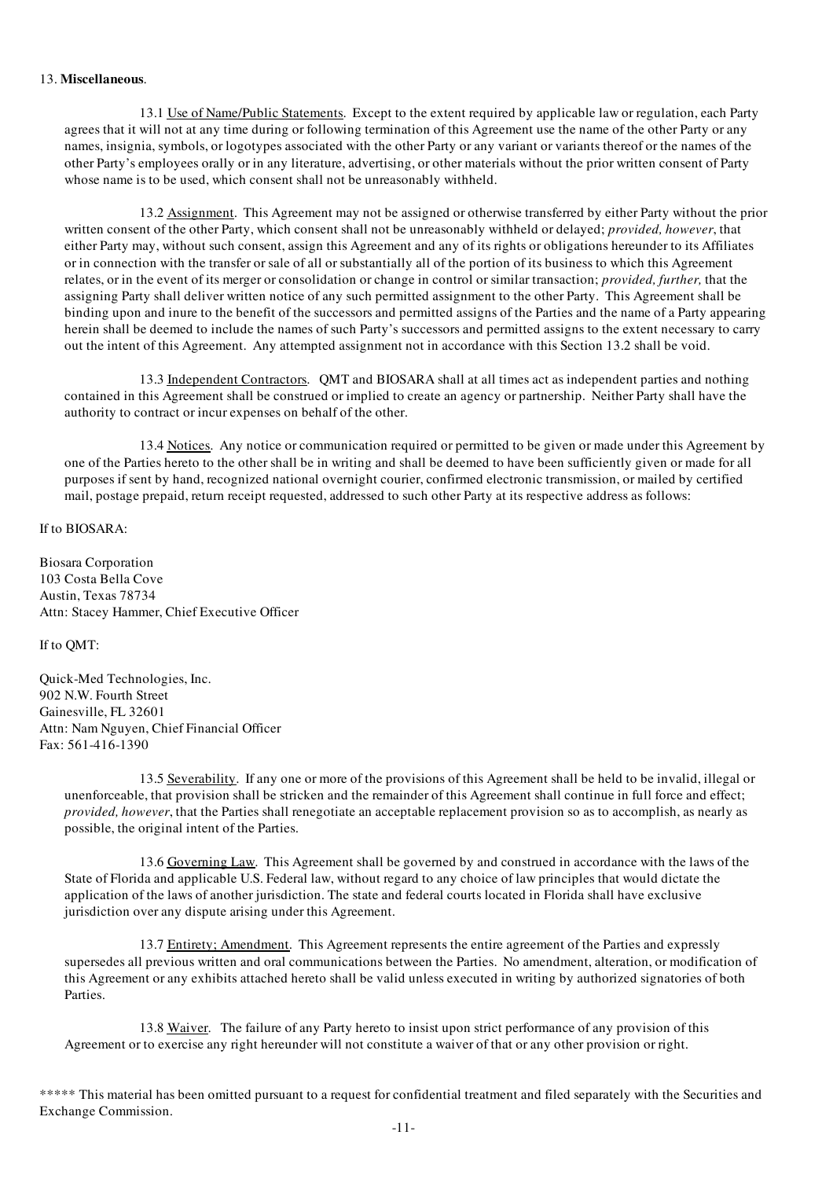13. **Miscellaneous**.

13.1 Use of Name/Public Statements. Except to the extent required by applicable law or regulation, each Party agrees that it will not at any time during or following termination of this Agreement use the name of the other Party or any names, insignia, symbols, or logotypes associated with the other Party or any variant or variants thereof or the names of the other Party's employees orally or in any literature, advertising, or other materials without the prior written consent of Party whose name is to be used, which consent shall not be unreasonably withheld.

13.2 Assignment. This Agreement may not be assigned or otherwise transferred by either Party without the prior written consent of the other Party, which consent shall not be unreasonably withheld or delayed; *provided, however*, that either Party may, without such consent, assign this Agreement and any of its rights or obligations hereunder to its Affiliates or in connection with the transfer or sale of all or substantially all of the portion of its business to which this Agreement relates, or in the event of its merger or consolidation or change in control or similar transaction; *provided, further,* that the assigning Party shall deliver written notice of any such permitted assignment to the other Party. This Agreement shall be binding upon and inure to the benefit of the successors and permitted assigns of the Parties and the name of a Party appearing herein shall be deemed to include the names of such Party's successors and permitted assigns to the extent necessary to carry out the intent of this Agreement. Any attempted assignment not in accordance with this Section 13.2 shall be void.

13.3 Independent Contractors. QMT and BIOSARA shall at all times act as independent parties and nothing contained in this Agreement shall be construed or implied to create an agency or partnership. Neither Party shall have the authority to contract or incur expenses on behalf of the other.

13.4 Notices. Any notice or communication required or permitted to be given or made under this Agreement by one of the Parties hereto to the other shall be in writing and shall be deemed to have been sufficiently given or made for all purposes if sent by hand, recognized national overnight courier, confirmed electronic transmission, or mailed by certified mail, postage prepaid, return receipt requested, addressed to such other Party at its respective address as follows:

If to BIOSARA:

Biosara Corporation
103 Costa Bella Cove
Austin, Texas 78734
Attn: Stacey Hammer, Chief Executive Officer

If to QMT:

Quick-Med Technologies, Inc.
902 N.W. Fourth Street
Gainesville, FL 32601
Attn: Nam Nguyen, Chief Financial Officer
Fax: 561-416-1390

13.5 Severability. If any one or more of the provisions of this Agreement shall be held to be invalid, illegal or unenforceable, that provision shall be stricken and the remainder of this Agreement shall continue in full force and effect; *provided, however*, that the Parties shall renegotiate an acceptable replacement provision so as to accomplish, as nearly as possible, the original intent of the Parties.

13.6 Governing Law. This Agreement shall be governed by and construed in accordance with the laws of the State of Florida and applicable U.S. Federal law, without regard to any choice of law principles that would dictate the application of the laws of another jurisdiction. The state and federal courts located in Florida shall have exclusive jurisdiction over any dispute arising under this Agreement.

13.7 Entirety; Amendment. This Agreement represents the entire agreement of the Parties and expressly supersedes all previous written and oral communications between the Parties. No amendment, alteration, or modification of this Agreement or any exhibits attached hereto shall be valid unless executed in writing by authorized signatories of both Parties.

13.8 Waiver. The failure of any Party hereto to insist upon strict performance of any provision of this Agreement or to exercise any right hereunder will not constitute a waiver of that or any other provision or right.

***** This material has been omitted pursuant to a request for confidential treatment and filed separately with the Securities and Exchange Commission.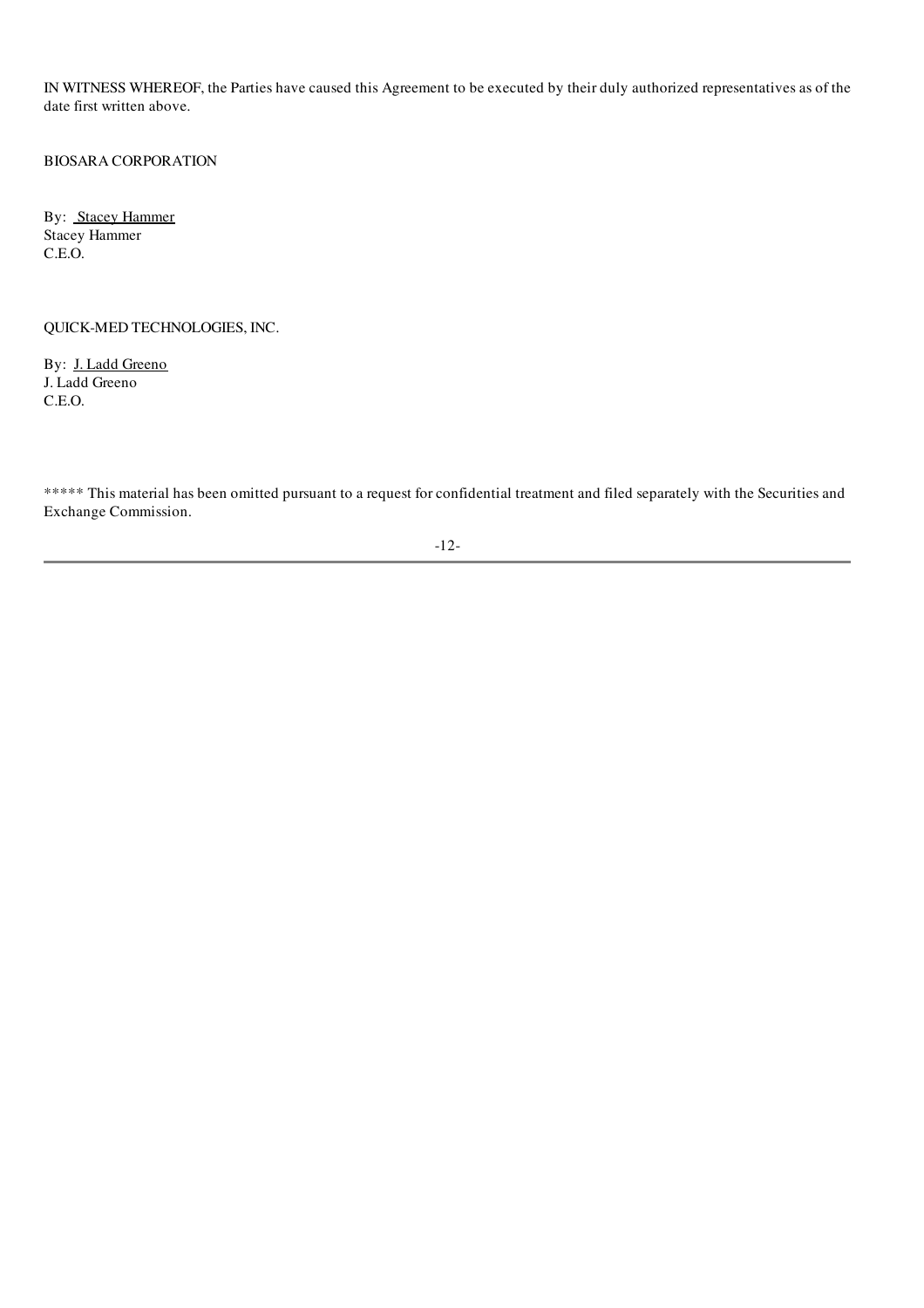IN WITNESS WHEREOF, the Parties have caused this Agreement to be executed by their duly authorized representatives as of the date first written above.

BIOSARA CORPORATION

By: Stacey Hammer
Stacey Hammer
C.E.O.

QUICK-MED TECHNOLOGIES, INC.

By: J. Ladd Greeno
J. Ladd Greeno
C.E.O.

***** This material has been omitted pursuant to a request for confidential treatment and filed separately with the Securities and Exchange Commission.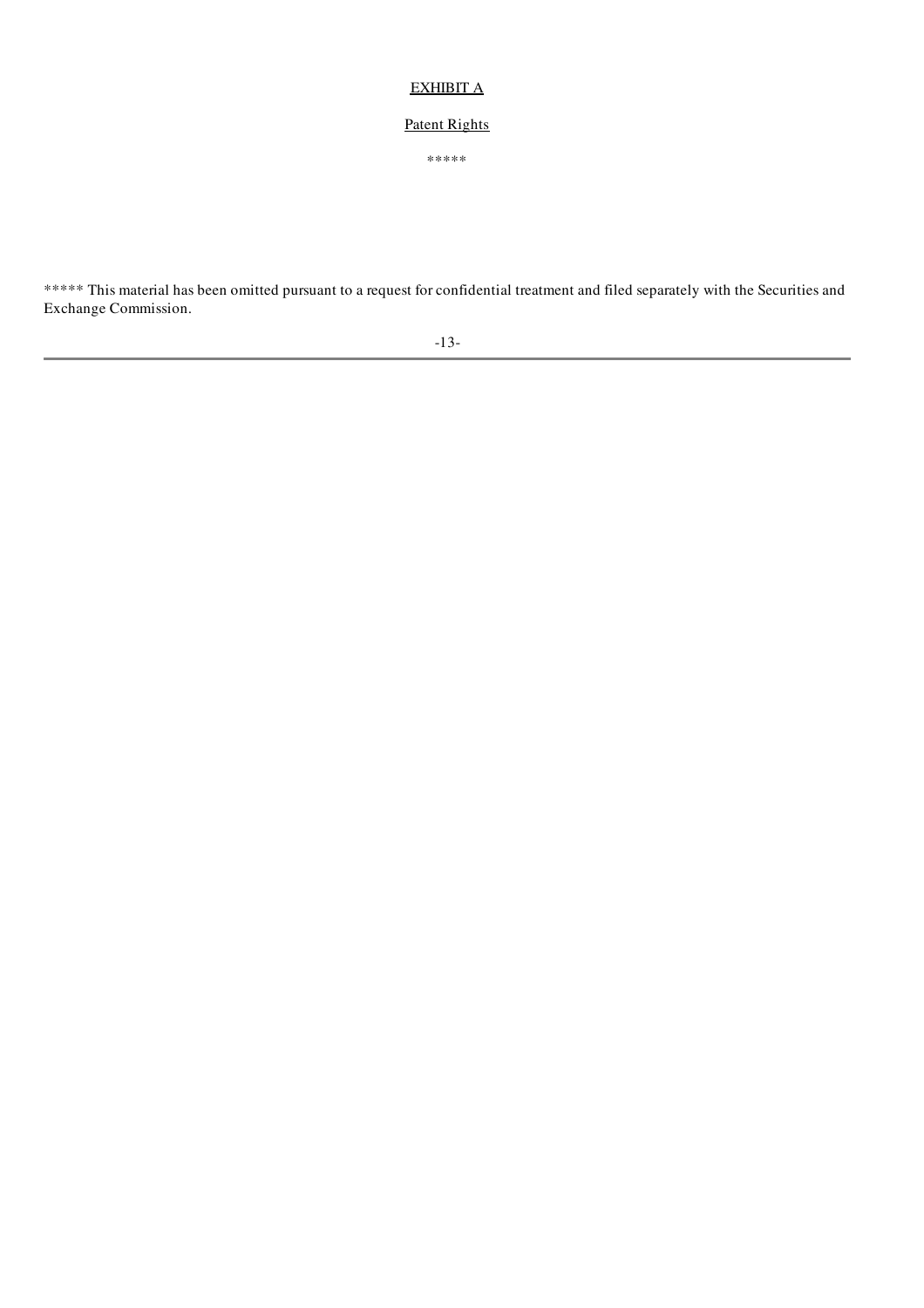EXHIBIT A

Patent Rights

*****

***** This material has been omitted pursuant to a request for confidential treatment and filed separately with the Securities and Exchange Commission.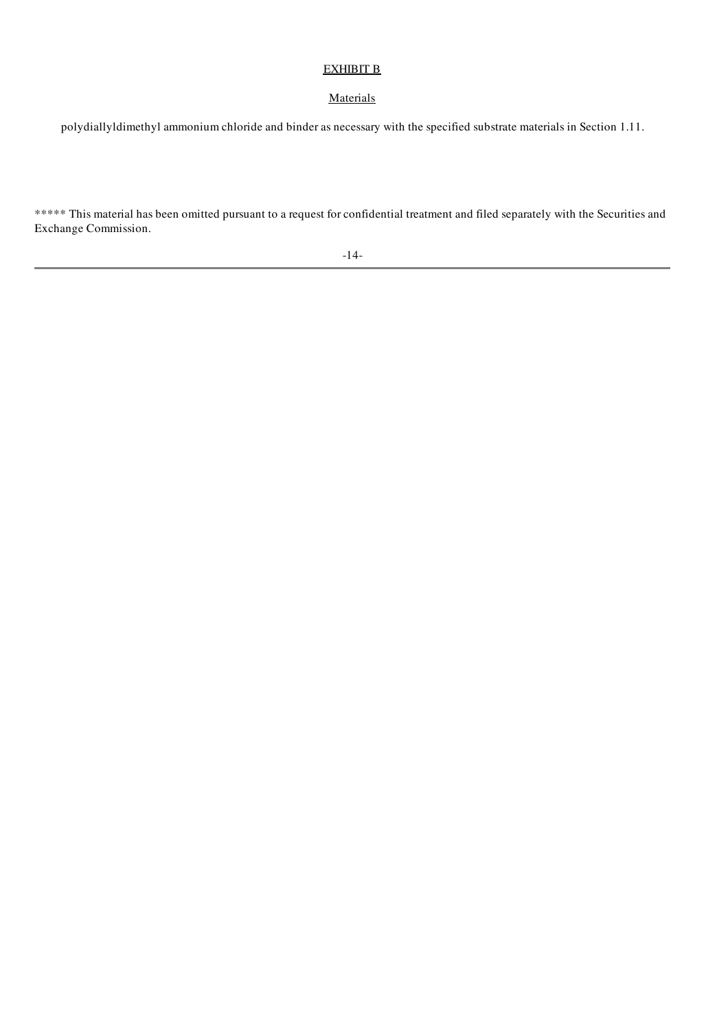<u>EXHIBIT B</u>

<u>Materials</u>

polydiallyldimethyl ammonium chloride and binder as necessary with the specified substrate materials in Section 1.11.

***** This material has been omitted pursuant to a request for confidential treatment and filed separately with the Securities and Exchange Commission.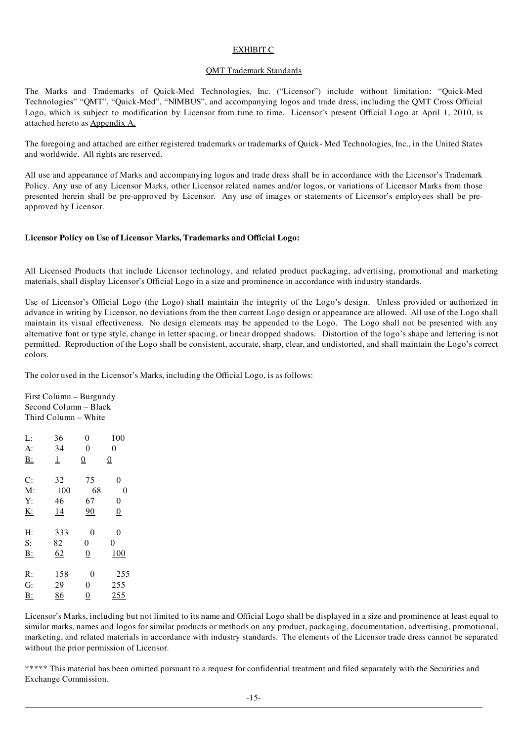EXHIBIT C

QMT Trademark Standards

The Marks and Trademarks of Quick-Med Technologies, Inc. ("Licensor") include without limitation: "Quick-Med Technologies" "QMT", "Quick-Med", "NIMBUS", and accompanying logos and trade dress, including the QMT Cross Official Logo, which is subject to modification by Licensor from time to time. Licensor's present Official Logo at April 1, 2010, is attached hereto as Appendix A.

The foregoing and attached are either registered trademarks or trademarks of Quick- Med Technologies, Inc., in the United States and worldwide. All rights are reserved.

All use and appearance of Marks and accompanying logos and trade dress shall be in accordance with the Licensor's Trademark Policy. Any use of any Licensor Marks, other Licensor related names and/or logos, or variations of Licensor Marks from those presented herein shall be pre-approved by Licensor. Any use of images or statements of Licensor's employees shall be pre-approved by Licensor.

**Licensor Policy on Use of Licensor Marks, Trademarks and Official Logo:**

All Licensed Products that include Licensor technology, and related product packaging, advertising, promotional and marketing materials, shall display Licensor's Official Logo in a size and prominence in accordance with industry standards.

Use of Licensor's Official Logo (the Logo) shall maintain the integrity of the Logo's design. Unless provided or authorized in advance in writing by Licensor, no deviations from the then current Logo design or appearance are allowed. All use of the Logo shall maintain its visual effectiveness. No design elements may be appended to the Logo. The Logo shall not be presented with any alternative font or type style, change in letter spacing, or linear dropped shadows. Distortion of the logo's shape and lettering is not permitted. Reproduction of the Logo shall be consistent, accurate, sharp, clear, and undistorted, and shall maintain the Logo's correct colors.

The color used in the Licensor's Marks, including the Official Logo, is as follows:

First Column – Burgundy
Second Column – Black
Third Column – White

| | | | |
|---|---|---|---|
| L: | 36 | 0 | 100 |
| A: | 34 | 0 | 0 |
| B: | 1 | 0 | 0 |
| C: | 32 | 75 | 0 |
| M: | 100 | 68 | 0 |
| Y: | 46 | 67 | 0 |
| K: | 14 | 90 | 0 |
| H: | 333 | 0 | 0 |
| S: | 82 | 0 | 0 |
| B: | 62 | 0 | 100 |
| R: | 158 | 0 | 255 |
| G: | 29 | 0 | 255 |
| B: | 86 | 0 | 255 |

Licensor's Marks, including but not limited to its name and Official Logo shall be displayed in a size and prominence at least equal to similar marks, names and logos for similar products or methods on any product, packaging, documentation, advertising, promotional, marketing, and related materials in accordance with industry standards. The elements of the Licensor trade dress cannot be separated without the prior permission of Licensor.

***** This material has been omitted pursuant to a request for confidential treatment and filed separately with the Securities and Exchange Commission.